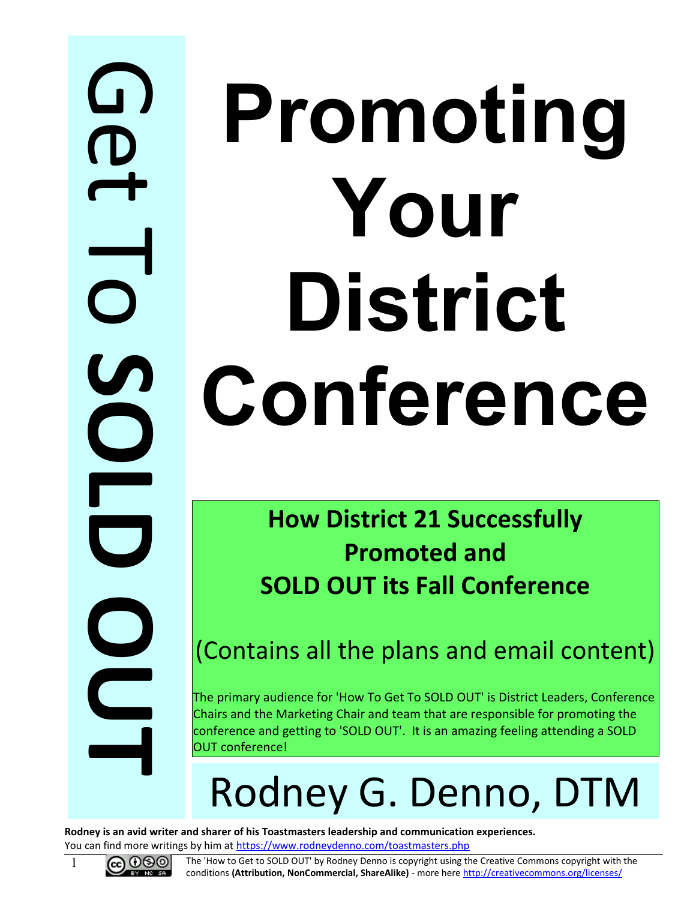Get To SOLD OUT

# Promoting Your District Conference

## How District 21 Successfully Promoted and SOLD OUT its Fall Conference

(Contains all the plans and email content)

The primary audience for 'How To Get To SOLD OUT' is District Leaders, Conference Chairs and the Marketing Chair and team that are responsible for promoting the conference and getting to 'SOLD OUT'. It is an amazing feeling attending a SOLD OUT conference!

Rodney G. Denno, DTM

**Rodney is an avid writer and sharer of his Toastmasters leadership and communication experiences.**
You can find more writings by him at https://www.rodneydenno.com/toastmasters.php

The 'How to Get to SOLD OUT' by Rodney Denno is copyright using the Creative Commons copyright with the conditions **(Attribution, NonCommercial, ShareAlike)** - more here http://creativecommons.org/licenses/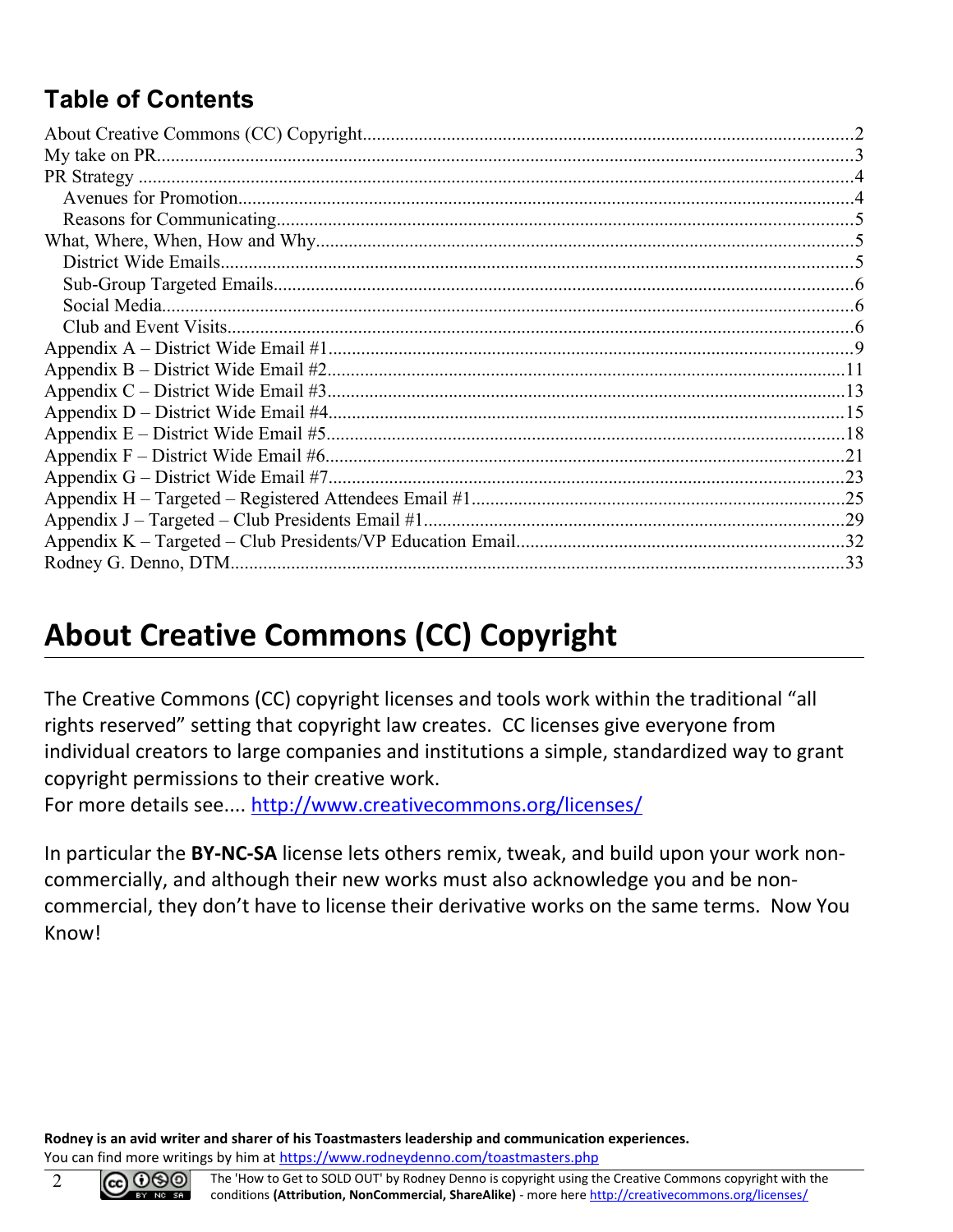## Table of Contents

About Creative Commons (CC) Copyright........2
My take on PR........3
PR Strategy........4
  Avenues for Promotion........4
  Reasons for Communicating........5
What, Where, When, How and Why........5
  District Wide Emails........5
  Sub-Group Targeted Emails........6
  Social Media........6
  Club and Event Visits........6
Appendix A – District Wide Email #1........9
Appendix B – District Wide Email #2........11
Appendix C – District Wide Email #3........13
Appendix D – District Wide Email #4........15
Appendix E – District Wide Email #5........18
Appendix F – District Wide Email #6........21
Appendix G – District Wide Email #7........23
Appendix H – Targeted – Registered Attendees Email #1........25
Appendix J – Targeted – Club Presidents Email #1........29
Appendix K – Targeted – Club Presidents/VP Education Email........32
Rodney G. Denno, DTM........33

# About Creative Commons (CC) Copyright

The Creative Commons (CC) copyright licenses and tools work within the traditional “all rights reserved” setting that copyright law creates. CC licenses give everyone from individual creators to large companies and institutions a simple, standardized way to grant copyright permissions to their creative work.
For more details see.... http://www.creativecommons.org/licenses/

In particular the **BY-NC-SA** license lets others remix, tweak, and build upon your work non-commercially, and although their new works must also acknowledge you and be non-commercial, they don’t have to license their derivative works on the same terms. Now You Know!

**Rodney is an avid writer and sharer of his Toastmasters leadership and communication experiences.**
You can find more writings by him at https://www.rodneydenno.com/toastmasters.php

The 'How to Get to SOLD OUT' by Rodney Denno is copyright using the Creative Commons copyright with the conditions **(Attribution, NonCommercial, ShareAlike)** - more here http://creativecommons.org/licenses/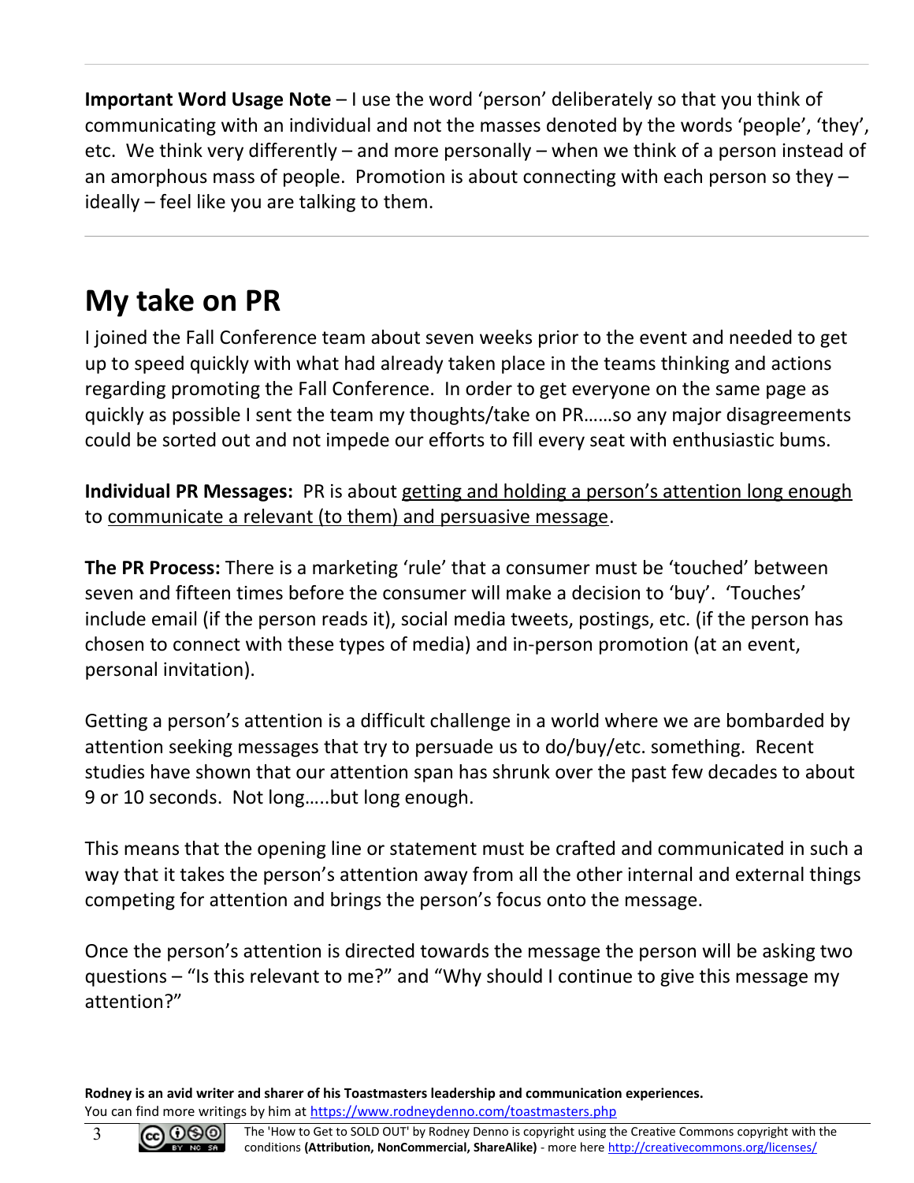**Important Word Usage Note** – I use the word 'person' deliberately so that you think of communicating with an individual and not the masses denoted by the words 'people', 'they', etc. We think very differently – and more personally – when we think of a person instead of an amorphous mass of people. Promotion is about connecting with each person so they – ideally – feel like you are talking to them.

---

# My take on PR

I joined the Fall Conference team about seven weeks prior to the event and needed to get up to speed quickly with what had already taken place in the teams thinking and actions regarding promoting the Fall Conference. In order to get everyone on the same page as quickly as possible I sent the team my thoughts/take on PR……so any major disagreements could be sorted out and not impede our efforts to fill every seat with enthusiastic bums.

**Individual PR Messages:** PR is about getting and holding a person's attention long enough to communicate a relevant (to them) and persuasive message.

**The PR Process:** There is a marketing 'rule' that a consumer must be 'touched' between seven and fifteen times before the consumer will make a decision to 'buy'. 'Touches' include email (if the person reads it), social media tweets, postings, etc. (if the person has chosen to connect with these types of media) and in-person promotion (at an event, personal invitation).

Getting a person's attention is a difficult challenge in a world where we are bombarded by attention seeking messages that try to persuade us to do/buy/etc. something. Recent studies have shown that our attention span has shrunk over the past few decades to about 9 or 10 seconds. Not long…..but long enough.

This means that the opening line or statement must be crafted and communicated in such a way that it takes the person's attention away from all the other internal and external things competing for attention and brings the person's focus onto the message.

Once the person's attention is directed towards the message the person will be asking two questions – "Is this relevant to me?" and "Why should I continue to give this message my attention?"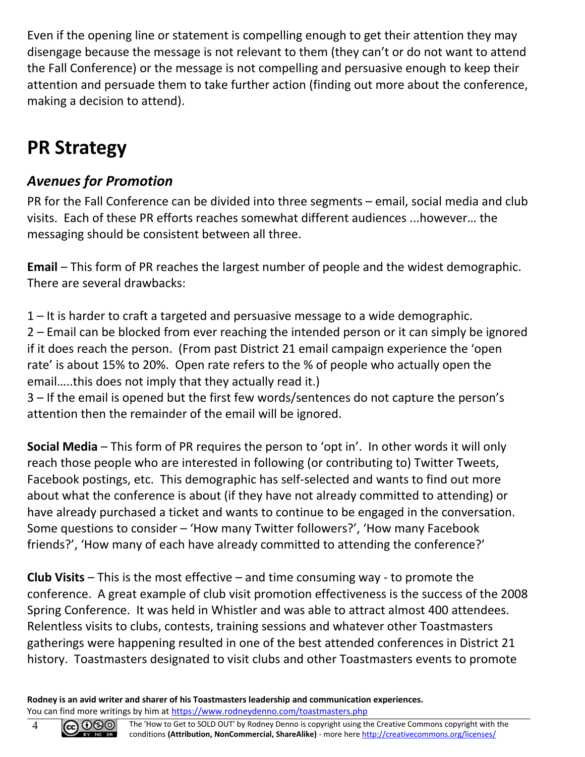Even if the opening line or statement is compelling enough to get their attention they may disengage because the message is not relevant to them (they can't or do not want to attend the Fall Conference) or the message is not compelling and persuasive enough to keep their attention and persuade them to take further action (finding out more about the conference, making a decision to attend).

# PR Strategy

## *Avenues for Promotion*

PR for the Fall Conference can be divided into three segments – email, social media and club visits. Each of these PR efforts reaches somewhat different audiences ...however… the messaging should be consistent between all three.

**Email** – This form of PR reaches the largest number of people and the widest demographic. There are several drawbacks:

1 – It is harder to craft a targeted and persuasive message to a wide demographic.
2 – Email can be blocked from ever reaching the intended person or it can simply be ignored if it does reach the person. (From past District 21 email campaign experience the 'open rate' is about 15% to 20%. Open rate refers to the % of people who actually open the email…..this does not imply that they actually read it.)
3 – If the email is opened but the first few words/sentences do not capture the person's attention then the remainder of the email will be ignored.

**Social Media** – This form of PR requires the person to 'opt in'. In other words it will only reach those people who are interested in following (or contributing to) Twitter Tweets, Facebook postings, etc. This demographic has self-selected and wants to find out more about what the conference is about (if they have not already committed to attending) or have already purchased a ticket and wants to continue to be engaged in the conversation. Some questions to consider – 'How many Twitter followers?', 'How many Facebook friends?', 'How many of each have already committed to attending the conference?'

**Club Visits** – This is the most effective – and time consuming way - to promote the conference. A great example of club visit promotion effectiveness is the success of the 2008 Spring Conference. It was held in Whistler and was able to attract almost 400 attendees. Relentless visits to clubs, contests, training sessions and whatever other Toastmasters gatherings were happening resulted in one of the best attended conferences in District 21 history. Toastmasters designated to visit clubs and other Toastmasters events to promote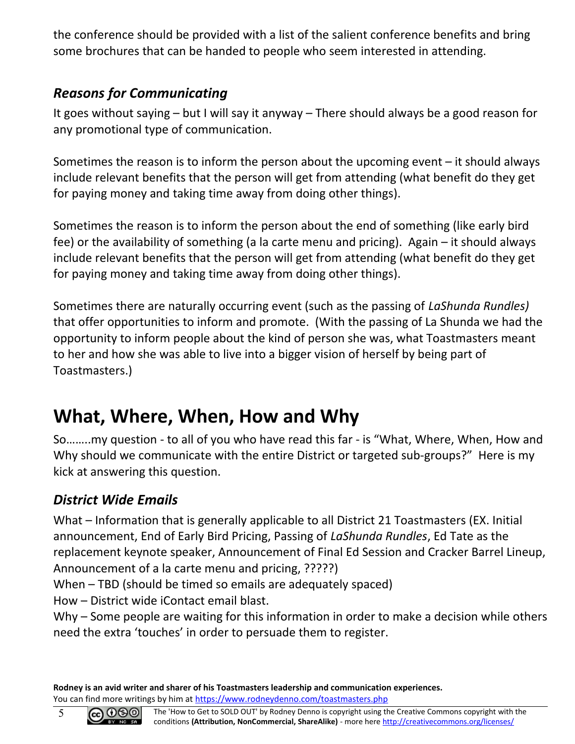the conference should be provided with a list of the salient conference benefits and bring some brochures that can be handed to people who seem interested in attending.

### *Reasons for Communicating*

It goes without saying – but I will say it anyway – There should always be a good reason for any promotional type of communication.

Sometimes the reason is to inform the person about the upcoming event – it should always include relevant benefits that the person will get from attending (what benefit do they get for paying money and taking time away from doing other things).

Sometimes the reason is to inform the person about the end of something (like early bird fee) or the availability of something (a la carte menu and pricing). Again – it should always include relevant benefits that the person will get from attending (what benefit do they get for paying money and taking time away from doing other things).

Sometimes there are naturally occurring event (such as the passing of *LaShunda Rundles)* that offer opportunities to inform and promote. (With the passing of La Shunda we had the opportunity to inform people about the kind of person she was, what Toastmasters meant to her and how she was able to live into a bigger vision of herself by being part of Toastmasters.)

## What, Where, When, How and Why

So……..my question - to all of you who have read this far - is "What, Where, When, How and Why should we communicate with the entire District or targeted sub-groups?" Here is my kick at answering this question.

### *District Wide Emails*

What – Information that is generally applicable to all District 21 Toastmasters (EX. Initial announcement, End of Early Bird Pricing, Passing of *LaShunda Rundles*, Ed Tate as the replacement keynote speaker, Announcement of Final Ed Session and Cracker Barrel Lineup, Announcement of a la carte menu and pricing, ?????)
When – TBD (should be timed so emails are adequately spaced)
How – District wide iContact email blast.
Why – Some people are waiting for this information in order to make a decision while others need the extra 'touches' in order to persuade them to register.

**Rodney is an avid writer and sharer of his Toastmasters leadership and communication experiences.**
You can find more writings by him at https://www.rodneydenno.com/toastmasters.php

The 'How to Get to SOLD OUT' by Rodney Denno is copyright using the Creative Commons copyright with the conditions **(Attribution, NonCommercial, ShareAlike)** - more here http://creativecommons.org/licenses/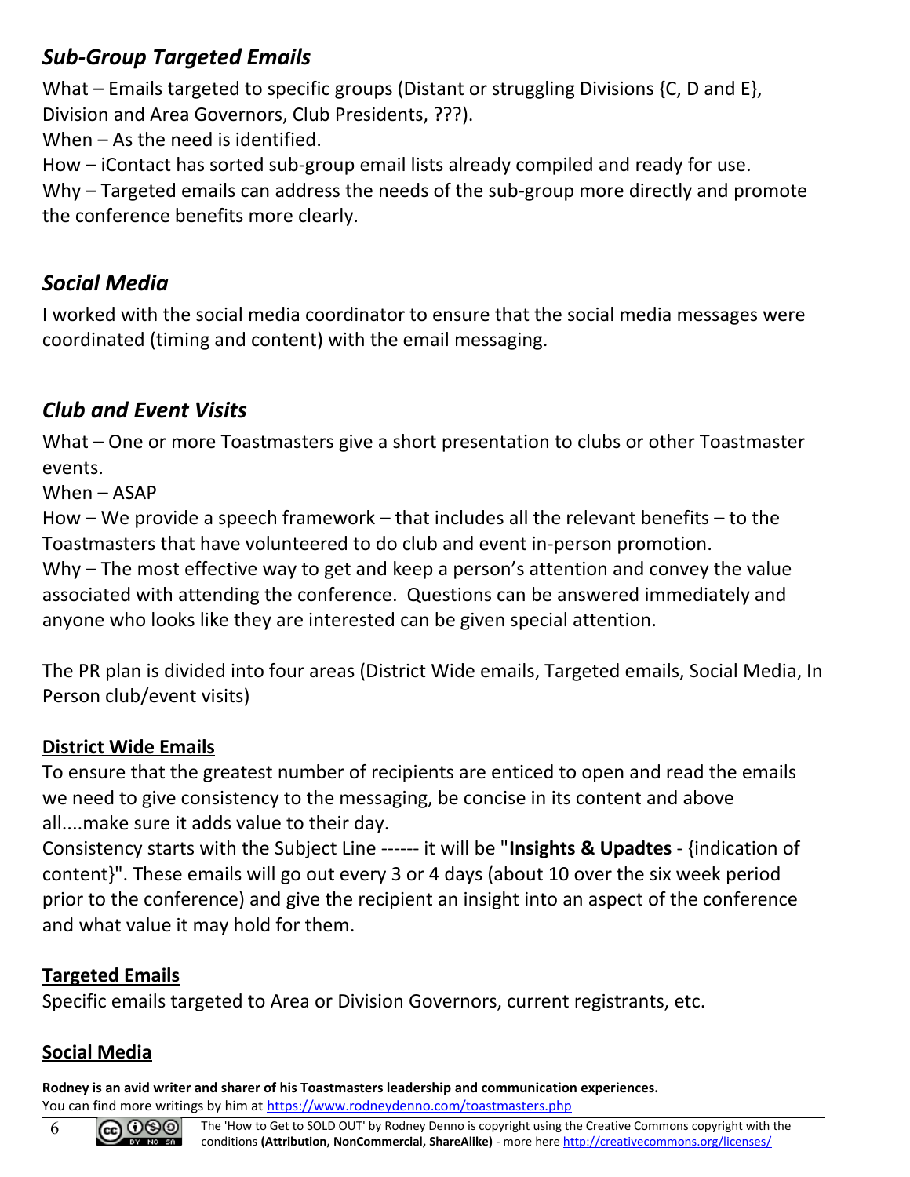### *Sub-Group Targeted Emails*

What – Emails targeted to specific groups (Distant or struggling Divisions {C, D and E}, Division and Area Governors, Club Presidents, ???).
When – As the need is identified.
How – iContact has sorted sub-group email lists already compiled and ready for use.
Why – Targeted emails can address the needs of the sub-group more directly and promote the conference benefits more clearly.

### *Social Media*

I worked with the social media coordinator to ensure that the social media messages were coordinated (timing and content) with the email messaging.

### *Club and Event Visits*

What – One or more Toastmasters give a short presentation to clubs or other Toastmaster events.
When – ASAP
How – We provide a speech framework – that includes all the relevant benefits – to the Toastmasters that have volunteered to do club and event in-person promotion.
Why – The most effective way to get and keep a person's attention and convey the value associated with attending the conference. Questions can be answered immediately and anyone who looks like they are interested can be given special attention.

The PR plan is divided into four areas (District Wide emails, Targeted emails, Social Media, In Person club/event visits)

**District Wide Emails**

To ensure that the greatest number of recipients are enticed to open and read the emails we need to give consistency to the messaging, be concise in its content and above all....make sure it adds value to their day.
Consistency starts with the Subject Line ------ it will be "**Insights & Upadtes** - {indication of content}". These emails will go out every 3 or 4 days (about 10 over the six week period prior to the conference) and give the recipient an insight into an aspect of the conference and what value it may hold for them.

**Targeted Emails**

Specific emails targeted to Area or Division Governors, current registrants, etc.

**Social Media**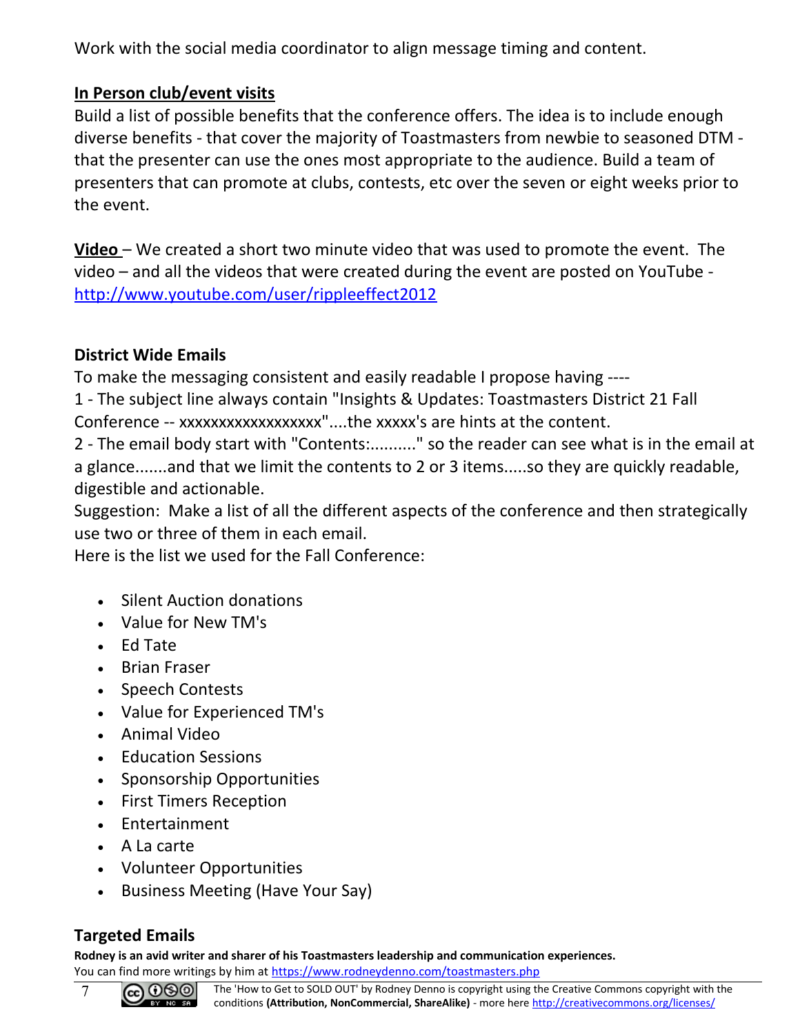Work with the social media coordinator to align message timing and content.

**In Person club/event visits**

Build a list of possible benefits that the conference offers. The idea is to include enough diverse benefits - that cover the majority of Toastmasters from newbie to seasoned DTM - that the presenter can use the ones most appropriate to the audience. Build a team of presenters that can promote at clubs, contests, etc over the seven or eight weeks prior to the event.

**Video** – We created a short two minute video that was used to promote the event. The video – and all the videos that were created during the event are posted on YouTube - http://www.youtube.com/user/rippleeffect2012

### District Wide Emails

To make the messaging consistent and easily readable I propose having ----

1 - The subject line always contain "Insights & Updates: Toastmasters District 21 Fall Conference -- xxxxxxxxxxxxxxxxxx"....the xxxxx's are hints at the content.

2 - The email body start with "Contents:........." so the reader can see what is in the email at a glance.......and that we limit the contents to 2 or 3 items.....so they are quickly readable, digestible and actionable.

Suggestion: Make a list of all the different aspects of the conference and then strategically use two or three of them in each email.

Here is the list we used for the Fall Conference:

- Silent Auction donations
- Value for New TM's
- Ed Tate
- Brian Fraser
- Speech Contests
- Value for Experienced TM's
- Animal Video
- Education Sessions
- Sponsorship Opportunities
- First Timers Reception
- Entertainment
- A La carte
- Volunteer Opportunities
- Business Meeting (Have Your Say)

### Targeted Emails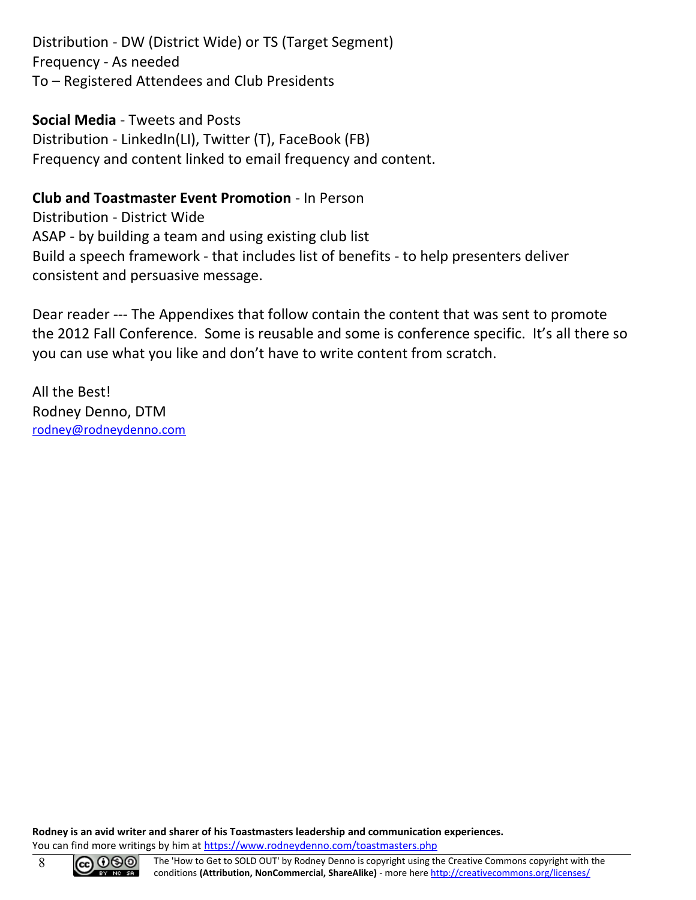Distribution - DW (District Wide) or TS (Target Segment)
Frequency - As needed
To – Registered Attendees and Club Presidents

**Social Media** - Tweets and Posts
Distribution - LinkedIn(LI), Twitter (T), FaceBook (FB)
Frequency and content linked to email frequency and content.

**Club and Toastmaster Event Promotion** - In Person
Distribution - District Wide
ASAP - by building a team and using existing club list
Build a speech framework - that includes list of benefits - to help presenters deliver consistent and persuasive message.

Dear reader --- The Appendixes that follow contain the content that was sent to promote the 2012 Fall Conference. Some is reusable and some is conference specific. It's all there so you can use what you like and don't have to write content from scratch.

All the Best!
Rodney Denno, DTM
rodney@rodneydenno.com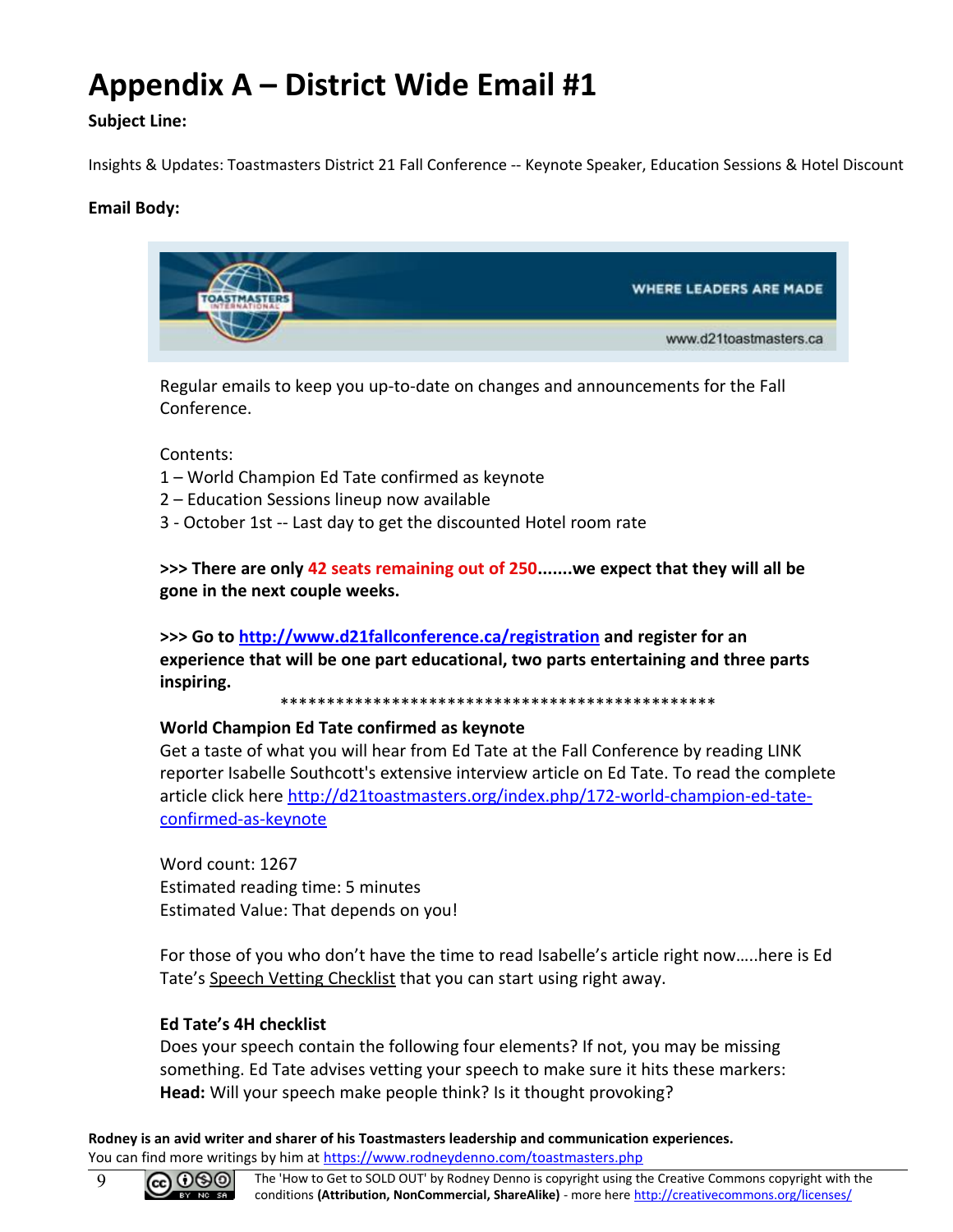# Appendix A – District Wide Email #1

**Subject Line:**

Insights & Updates: Toastmasters District 21 Fall Conference -- Keynote Speaker, Education Sessions & Hotel Discount

**Email Body:**

WHERE LEADERS ARE MADE

www.d21toastmasters.ca

Regular emails to keep you up-to-date on changes and announcements for the Fall Conference.

Contents:
1 – World Champion Ed Tate confirmed as keynote
2 – Education Sessions lineup now available
3 - October 1st -- Last day to get the discounted Hotel room rate

**>>> There are only 42 seats remaining out of 250.......we expect that they will all be gone in the next couple weeks.**

**>>> Go to http://www.d21fallconference.ca/registration and register for an experience that will be one part educational, two parts entertaining and three parts inspiring.**

\*\*\*\*\*\*\*\*\*\*\*\*\*\*\*\*\*\*\*\*\*\*\*\*\*\*\*\*\*\*\*\*\*\*\*\*\*\*\*\*\*\*\*\*\*\*\*\*

**World Champion Ed Tate confirmed as keynote**

Get a taste of what you will hear from Ed Tate at the Fall Conference by reading LINK reporter Isabelle Southcott's extensive interview article on Ed Tate. To read the complete article click here http://d21toastmasters.org/index.php/172-world-champion-ed-tate-confirmed-as-keynote

Word count: 1267
Estimated reading time: 5 minutes
Estimated Value: That depends on you!

For those of you who don't have the time to read Isabelle's article right now…..here is Ed Tate's Speech Vetting Checklist that you can start using right away.

**Ed Tate's 4H checklist**

Does your speech contain the following four elements? If not, you may be missing something. Ed Tate advises vetting your speech to make sure it hits these markers:
**Head:** Will your speech make people think? Is it thought provoking?

**Rodney is an avid writer and sharer of his Toastmasters leadership and communication experiences.**
You can find more writings by him at https://www.rodneydenno.com/toastmasters.php

The 'How to Get to SOLD OUT' by Rodney Denno is copyright using the Creative Commons copyright with the conditions **(Attribution, NonCommercial, ShareAlike)** - more here http://creativecommons.org/licenses/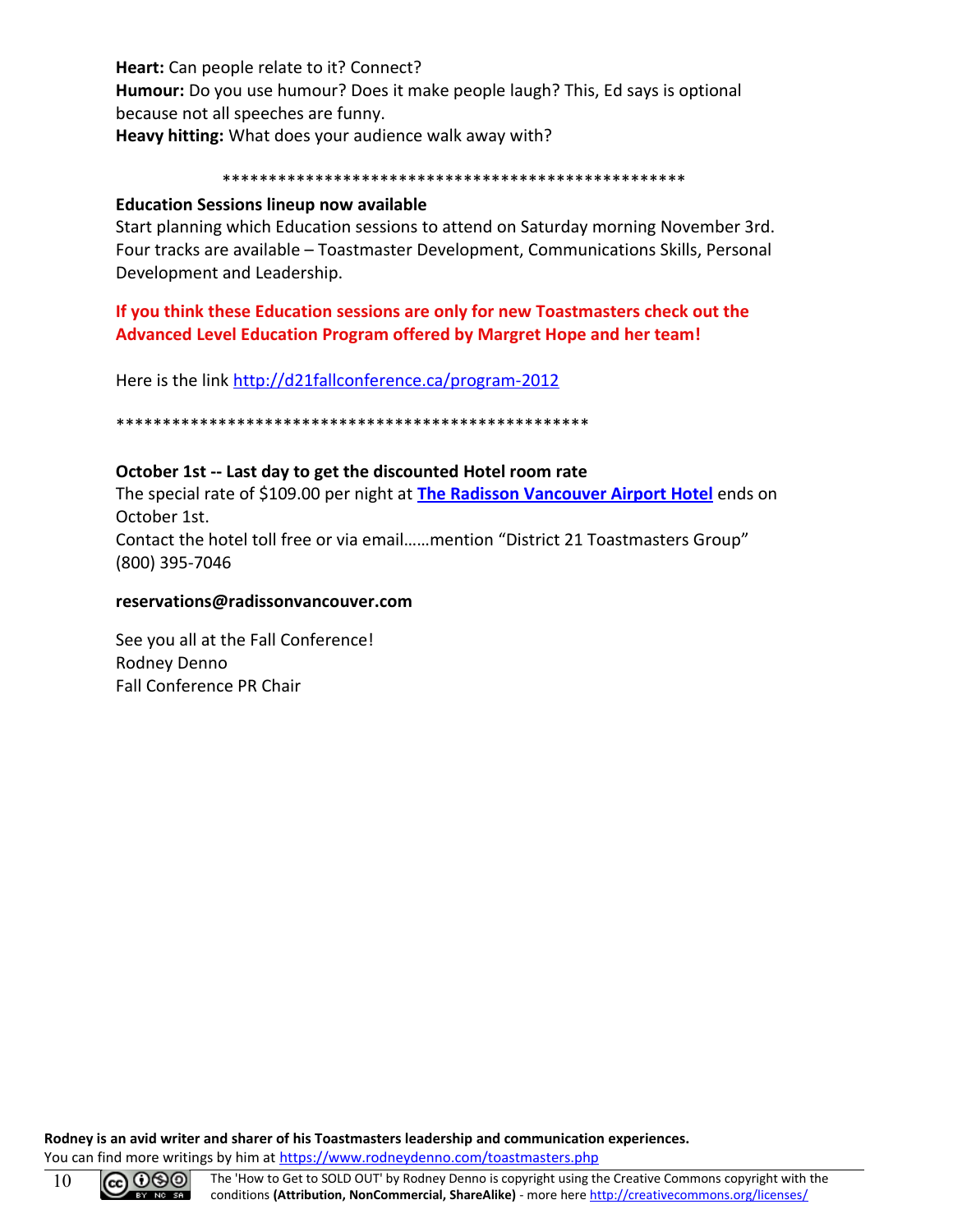**Heart:** Can people relate to it? Connect?
**Humour:** Do you use humour? Does it make people laugh? This, Ed says is optional because not all speeches are funny.
**Heavy hitting:** What does your audience walk away with?

\*\*\*\*\*\*\*\*\*\*\*\*\*\*\*\*\*\*\*\*\*\*\*\*\*\*\*\*\*\*\*\*\*\*\*\*\*\*\*\*\*\*\*\*\*\*\*\*\*\*\*\*

**Education Sessions lineup now available**
Start planning which Education sessions to attend on Saturday morning November 3rd. Four tracks are available – Toastmaster Development, Communications Skills, Personal Development and Leadership.

**If you think these Education sessions are only for new Toastmasters check out the Advanced Level Education Program offered by Margret Hope and her team!**

Here is the link http://d21fallconference.ca/program-2012

\*\*\*\*\*\*\*\*\*\*\*\*\*\*\*\*\*\*\*\*\*\*\*\*\*\*\*\*\*\*\*\*\*\*\*\*\*\*\*\*\*\*\*\*\*\*\*\*\*\*\*\*\*

**October 1st -- Last day to get the discounted Hotel room rate**
The special rate of $109.00 per night at **The Radisson Vancouver Airport Hotel** ends on October 1st.
Contact the hotel toll free or via email……mention "District 21 Toastmasters Group" (800) 395-7046

**reservations@radissonvancouver.com**

See you all at the Fall Conference!
Rodney Denno
Fall Conference PR Chair

**Rodney is an avid writer and sharer of his Toastmasters leadership and communication experiences.**
You can find more writings by him at https://www.rodneydenno.com/toastmasters.php

The 'How to Get to SOLD OUT' by Rodney Denno is copyright using the Creative Commons copyright with the conditions **(Attribution, NonCommercial, ShareAlike)** - more here http://creativecommons.org/licenses/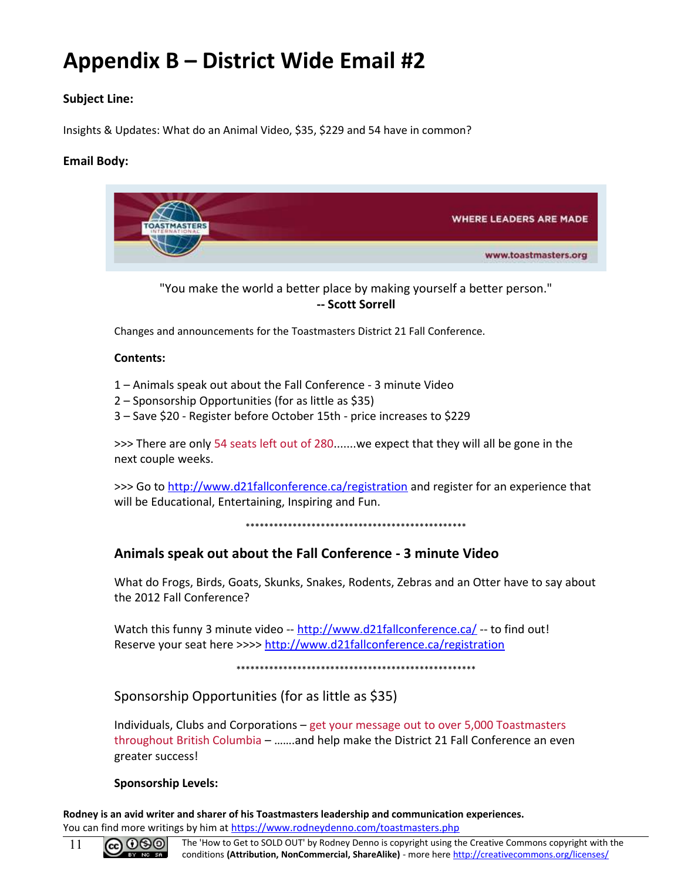# Appendix B – District Wide Email #2

**Subject Line:**

Insights & Updates: What do an Animal Video, $35, $229 and 54 have in common?

**Email Body:**

"You make the world a better place by making yourself a better person."
**-- Scott Sorrell**

Changes and announcements for the Toastmasters District 21 Fall Conference.

**Contents:**

1 – Animals speak out about the Fall Conference - 3 minute Video
2 – Sponsorship Opportunities (for as little as $35)
3 – Save $20 - Register before October 15th - price increases to $229

>>> There are only 54 seats left out of 280.......we expect that they will all be gone in the next couple weeks.

>>> Go to http://www.d21fallconference.ca/registration and register for an experience that will be Educational, Entertaining, Inspiring and Fun.

*************************************************

### Animals speak out about the Fall Conference - 3 minute Video

What do Frogs, Birds, Goats, Skunks, Snakes, Rodents, Zebras and an Otter have to say about the 2012 Fall Conference?

Watch this funny 3 minute video -- http://www.d21fallconference.ca/ -- to find out!
Reserve your seat here >>>> http://www.d21fallconference.ca/registration

*****************************************************

### Sponsorship Opportunities (for as little as $35)

Individuals, Clubs and Corporations – get your message out to over 5,000 Toastmasters throughout British Columbia – …….and help make the District 21 Fall Conference an even greater success!

**Sponsorship Levels:**

**Rodney is an avid writer and sharer of his Toastmasters leadership and communication experiences.**
You can find more writings by him at https://www.rodneydenno.com/toastmasters.php

The 'How to Get to SOLD OUT' by Rodney Denno is copyright using the Creative Commons copyright with the conditions **(Attribution, NonCommercial, ShareAlike)** - more here http://creativecommons.org/licenses/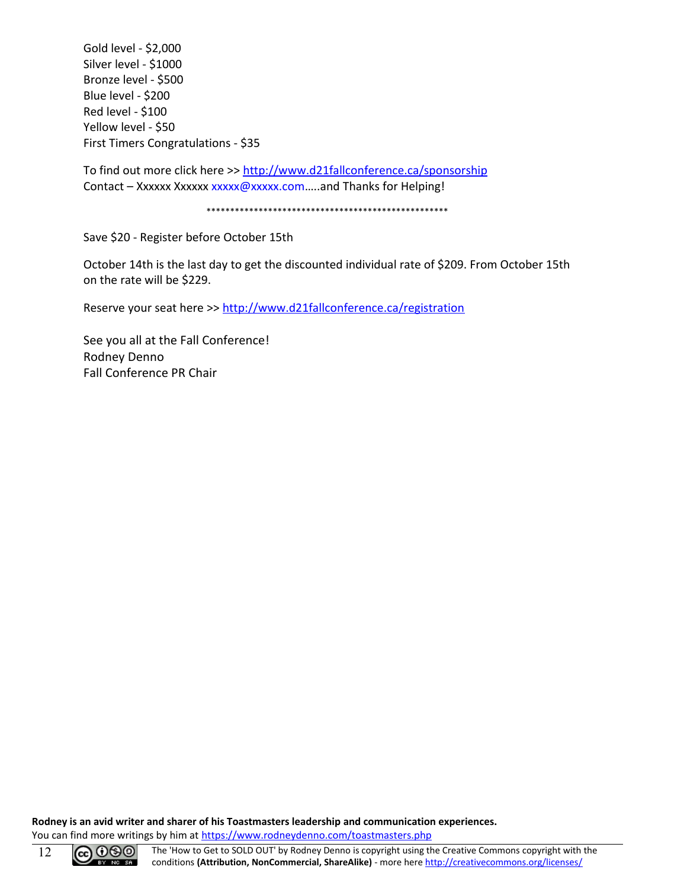Gold level - $2,000
Silver level - $1000
Bronze level - $500
Blue level - $200
Red level - $100
Yellow level - $50
First Timers Congratulations - $35

To find out more click here >> http://www.d21fallconference.ca/sponsorship
Contact – Xxxxxx Xxxxxx xxxxx@xxxxx.com…..and Thanks for Helping!

****************************************************

Save $20 - Register before October 15th

October 14th is the last day to get the discounted individual rate of $209. From October 15th on the rate will be $229.

Reserve your seat here >> http://www.d21fallconference.ca/registration

See you all at the Fall Conference!
Rodney Denno
Fall Conference PR Chair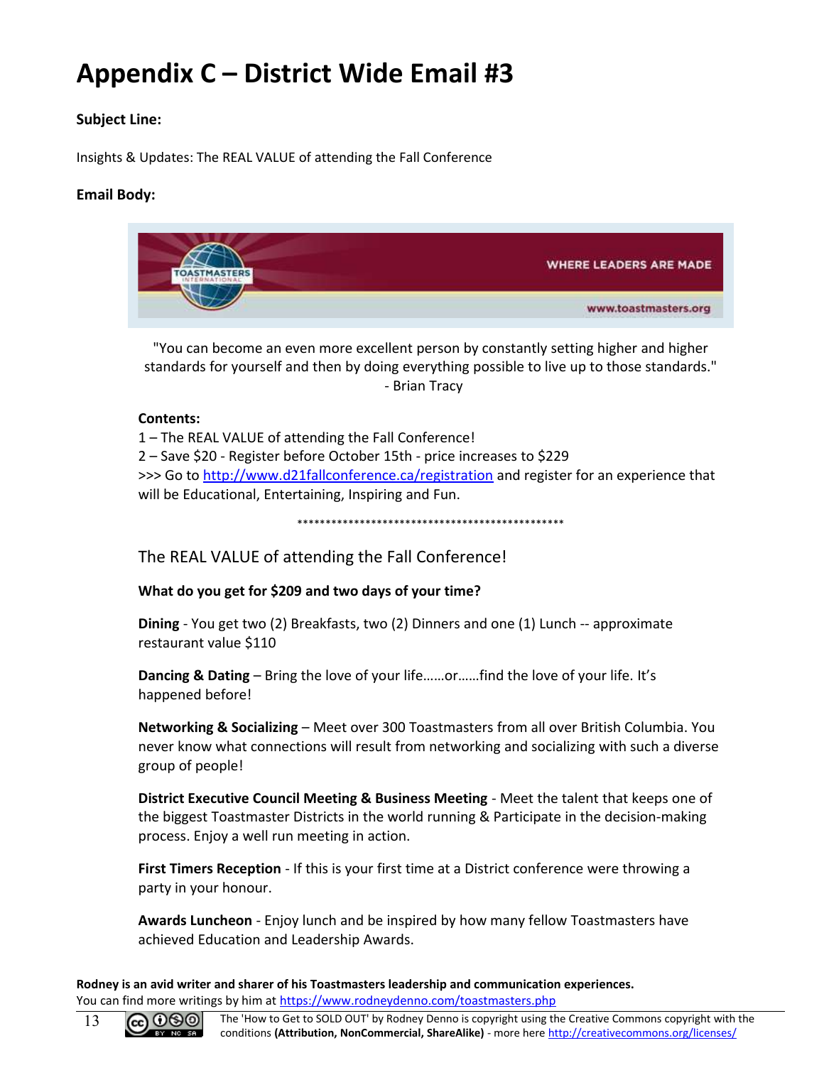# Appendix C – District Wide Email #3

**Subject Line:**

Insights & Updates: The REAL VALUE of attending the Fall Conference

**Email Body:**

"You can become an even more excellent person by constantly setting higher and higher standards for yourself and then by doing everything possible to live up to those standards."
- Brian Tracy

**Contents:**
1 – The REAL VALUE of attending the Fall Conference!
2 – Save $20 - Register before October 15th - price increases to $229
>>> Go to http://www.d21fallconference.ca/registration and register for an experience that will be Educational, Entertaining, Inspiring and Fun.

************************************************

The REAL VALUE of attending the Fall Conference!

**What do you get for $209 and two days of your time?**

**Dining** - You get two (2) Breakfasts, two (2) Dinners and one (1) Lunch -- approximate restaurant value $110

**Dancing & Dating** – Bring the love of your life……or……find the love of your life. It's happened before!

**Networking & Socializing** – Meet over 300 Toastmasters from all over British Columbia. You never know what connections will result from networking and socializing with such a diverse group of people!

**District Executive Council Meeting & Business Meeting** - Meet the talent that keeps one of the biggest Toastmaster Districts in the world running & Participate in the decision-making process. Enjoy a well run meeting in action.

**First Timers Reception** - If this is your first time at a District conference were throwing a party in your honour.

**Awards Luncheon** - Enjoy lunch and be inspired by how many fellow Toastmasters have achieved Education and Leadership Awards.

**Rodney is an avid writer and sharer of his Toastmasters leadership and communication experiences.**
You can find more writings by him at https://www.rodneydenno.com/toastmasters.php

The 'How to Get to SOLD OUT' by Rodney Denno is copyright using the Creative Commons copyright with the conditions **(Attribution, NonCommercial, ShareAlike)** - more here http://creativecommons.org/licenses/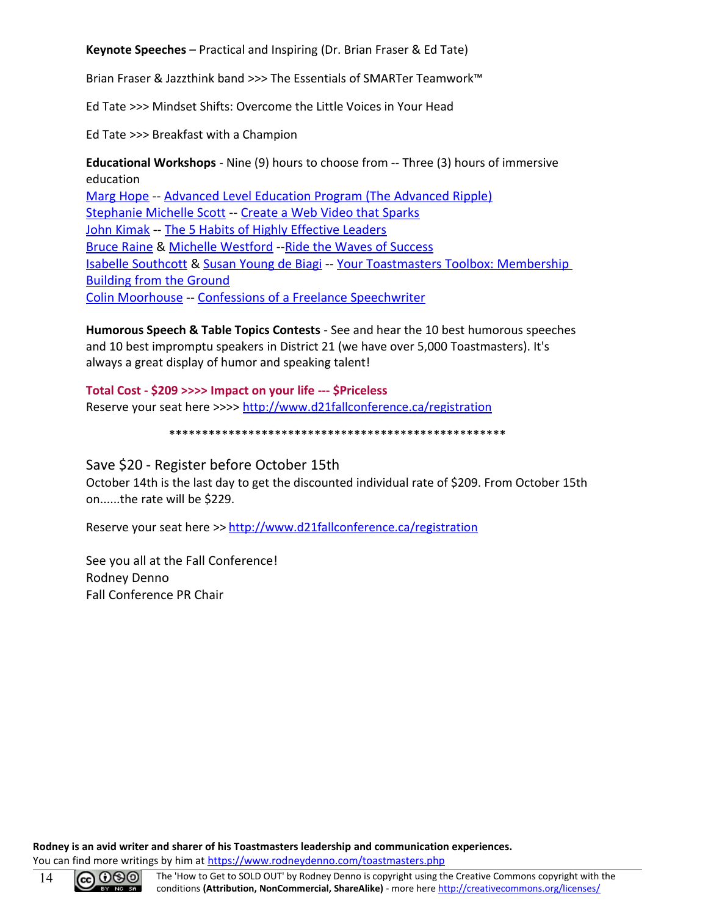**Keynote Speeches** – Practical and Inspiring (Dr. Brian Fraser & Ed Tate)

Brian Fraser & Jazzthink band >>> The Essentials of SMARTer Teamwork™

Ed Tate >>> Mindset Shifts: Overcome the Little Voices in Your Head

Ed Tate >>> Breakfast with a Champion

**Educational Workshops** - Nine (9) hours to choose from -- Three (3) hours of immersive education
Marg Hope -- Advanced Level Education Program (The Advanced Ripple)
Stephanie Michelle Scott -- Create a Web Video that Sparks
John Kimak -- The 5 Habits of Highly Effective Leaders
Bruce Raine & Michelle Westford --Ride the Waves of Success
Isabelle Southcott & Susan Young de Biagi -- Your Toastmasters Toolbox: Membership Building from the Ground
Colin Moorhouse -- Confessions of a Freelance Speechwriter

**Humorous Speech & Table Topics Contests** - See and hear the 10 best humorous speeches and 10 best impromptu speakers in District 21 (we have over 5,000 Toastmasters). It's always a great display of humor and speaking talent!

**Total Cost - $209 >>>> Impact on your life --- $Priceless**
Reserve your seat here >>>> http://www.d21fallconference.ca/registration

***************************************************

Save $20 - Register before October 15th
October 14th is the last day to get the discounted individual rate of $209. From October 15th on......the rate will be $229.

Reserve your seat here >> http://www.d21fallconference.ca/registration

See you all at the Fall Conference!
Rodney Denno
Fall Conference PR Chair

**Rodney is an avid writer and sharer of his Toastmasters leadership and communication experiences.**
You can find more writings by him at https://www.rodneydenno.com/toastmasters.php

The 'How to Get to SOLD OUT' by Rodney Denno is copyright using the Creative Commons copyright with the conditions **(Attribution, NonCommercial, ShareAlike)** - more here http://creativecommons.org/licenses/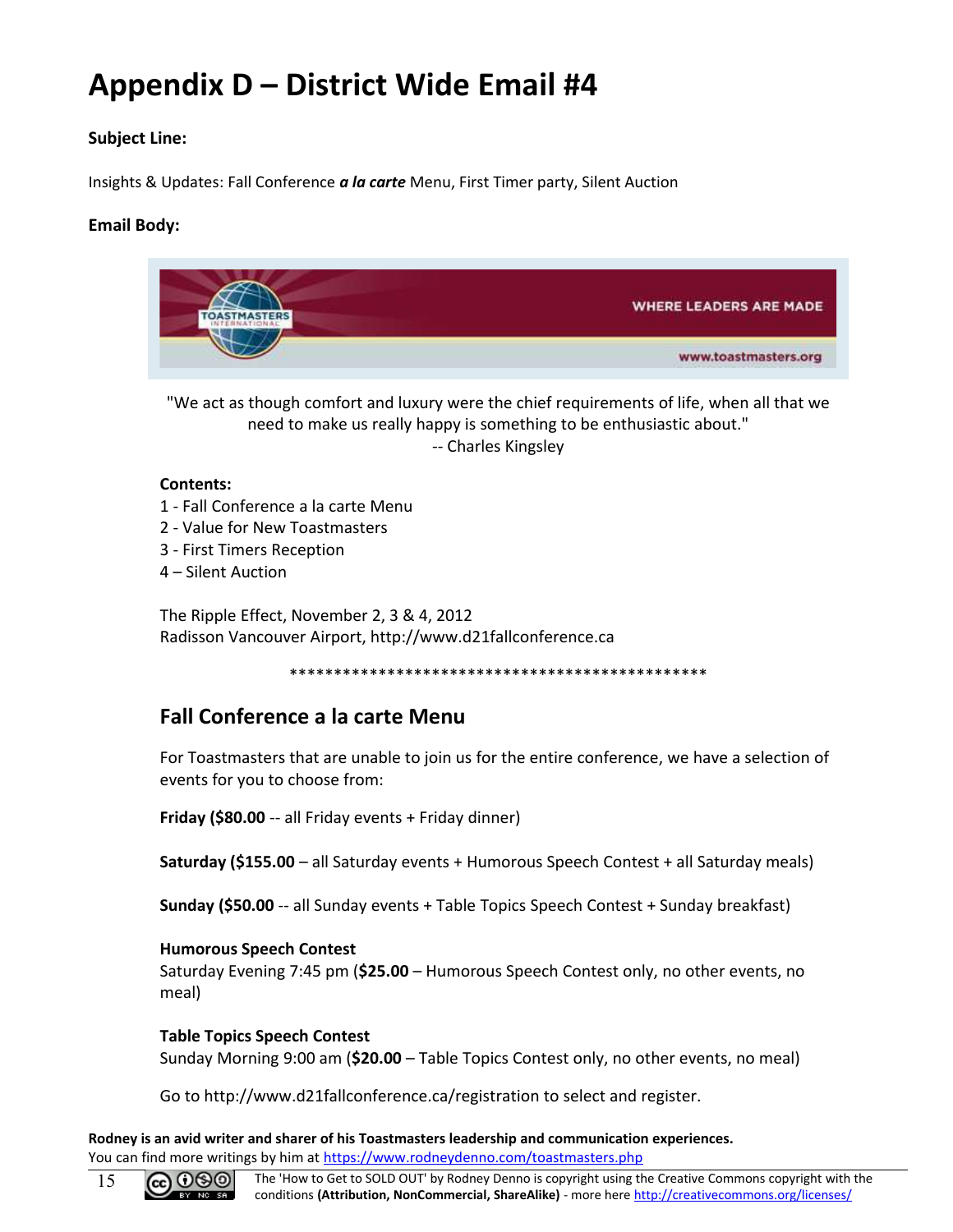# Appendix D – District Wide Email #4

**Subject Line:**

Insights & Updates: Fall Conference ***a la carte*** Menu, First Timer party, Silent Auction

**Email Body:**

TOASTMASTERS INTERNATIONAL — WHERE LEADERS ARE MADE — www.toastmasters.org

"We act as though comfort and luxury were the chief requirements of life, when all that we need to make us really happy is something to be enthusiastic about."
-- Charles Kingsley

**Contents:**
1 - Fall Conference a la carte Menu
2 - Value for New Toastmasters
3 - First Timers Reception
4 – Silent Auction

The Ripple Effect, November 2, 3 & 4, 2012
Radisson Vancouver Airport, http://www.d21fallconference.ca

\*\*\*\*\*\*\*\*\*\*\*\*\*\*\*\*\*\*\*\*\*\*\*\*\*\*\*\*\*\*\*\*\*\*\*\*\*\*\*\*\*\*\*\*\*\*\*\*\*

## Fall Conference a la carte Menu

For Toastmasters that are unable to join us for the entire conference, we have a selection of events for you to choose from:

**Friday ($80.00** -- all Friday events + Friday dinner)

**Saturday ($155.00** – all Saturday events + Humorous Speech Contest + all Saturday meals)

**Sunday ($50.00** -- all Sunday events + Table Topics Speech Contest + Sunday breakfast)

**Humorous Speech Contest**
Saturday Evening 7:45 pm (**$25.00** – Humorous Speech Contest only, no other events, no meal)

**Table Topics Speech Contest**
Sunday Morning 9:00 am (**$20.00** – Table Topics Contest only, no other events, no meal)

Go to http://www.d21fallconference.ca/registration to select and register.

**Rodney is an avid writer and sharer of his Toastmasters leadership and communication experiences.**
You can find more writings by him at https://www.rodneydenno.com/toastmasters.php

The 'How to Get to SOLD OUT' by Rodney Denno is copyright using the Creative Commons copyright with the conditions **(Attribution, NonCommercial, ShareAlike)** - more here http://creativecommons.org/licenses/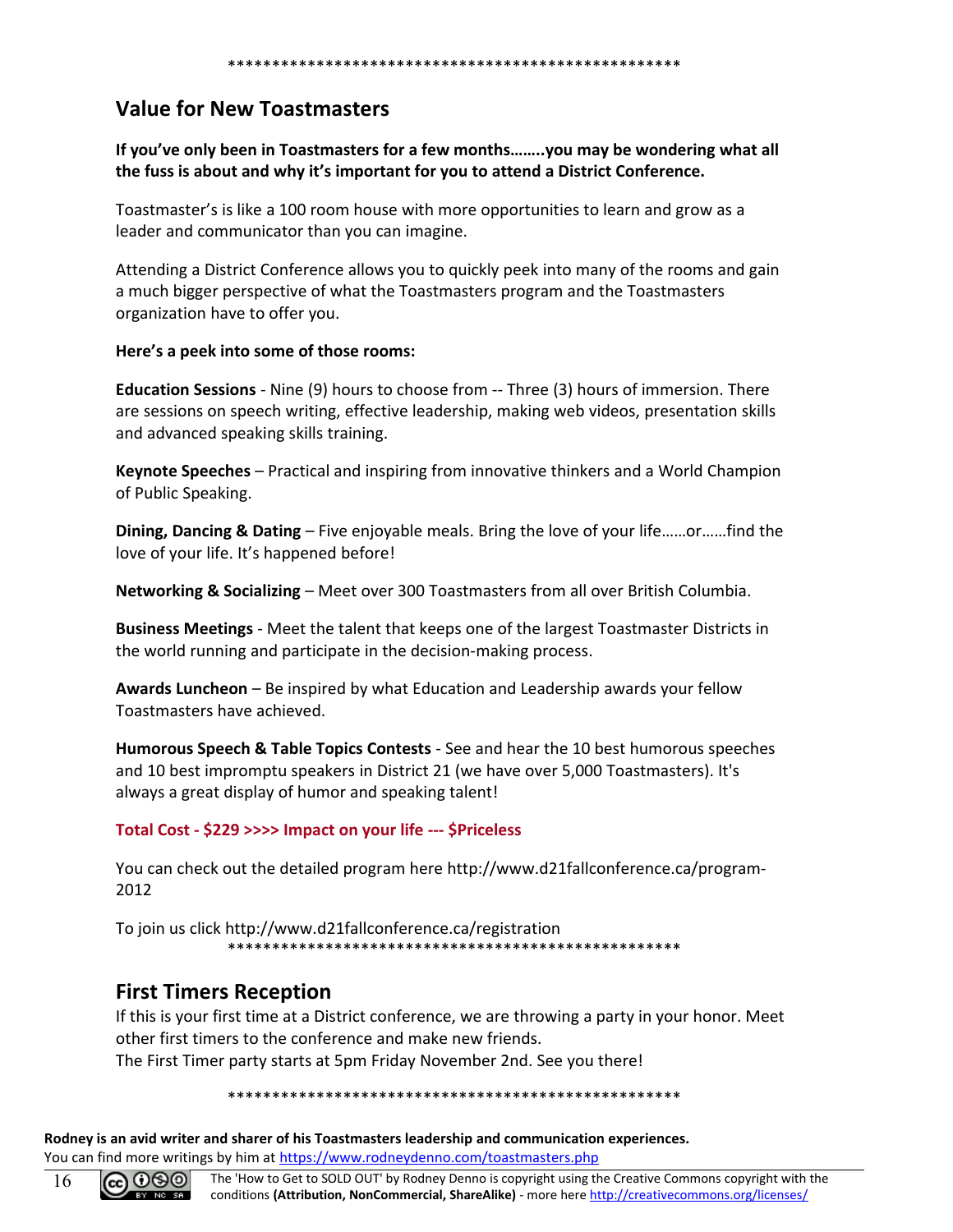***************************************************

## Value for New Toastmasters

**If you've only been in Toastmasters for a few months……..you may be wondering what all the fuss is about and why it's important for you to attend a District Conference.**

Toastmaster's is like a 100 room house with more opportunities to learn and grow as a leader and communicator than you can imagine.

Attending a District Conference allows you to quickly peek into many of the rooms and gain a much bigger perspective of what the Toastmasters program and the Toastmasters organization have to offer you.

**Here's a peek into some of those rooms:**

**Education Sessions** - Nine (9) hours to choose from -- Three (3) hours of immersion. There are sessions on speech writing, effective leadership, making web videos, presentation skills and advanced speaking skills training.

**Keynote Speeches** – Practical and inspiring from innovative thinkers and a World Champion of Public Speaking.

**Dining, Dancing & Dating** – Five enjoyable meals. Bring the love of your life……or……find the love of your life. It's happened before!

**Networking & Socializing** – Meet over 300 Toastmasters from all over British Columbia.

**Business Meetings** - Meet the talent that keeps one of the largest Toastmaster Districts in the world running and participate in the decision-making process.

**Awards Luncheon** – Be inspired by what Education and Leadership awards your fellow Toastmasters have achieved.

**Humorous Speech & Table Topics Contests** - See and hear the 10 best humorous speeches and 10 best impromptu speakers in District 21 (we have over 5,000 Toastmasters). It's always a great display of humor and speaking talent!

**Total Cost - $229 >>>> Impact on your life --- $Priceless**

You can check out the detailed program here http://www.d21fallconference.ca/program-2012

To join us click http://www.d21fallconference.ca/registration

***************************************************

## First Timers Reception

If this is your first time at a District conference, we are throwing a party in your honor. Meet other first timers to the conference and make new friends.

The First Timer party starts at 5pm Friday November 2nd. See you there!

***************************************************

**Rodney is an avid writer and sharer of his Toastmasters leadership and communication experiences.**

You can find more writings by him at https://www.rodneydenno.com/toastmasters.php

The 'How to Get to SOLD OUT' by Rodney Denno is copyright using the Creative Commons copyright with the conditions **(Attribution, NonCommercial, ShareAlike)** - more here http://creativecommons.org/licenses/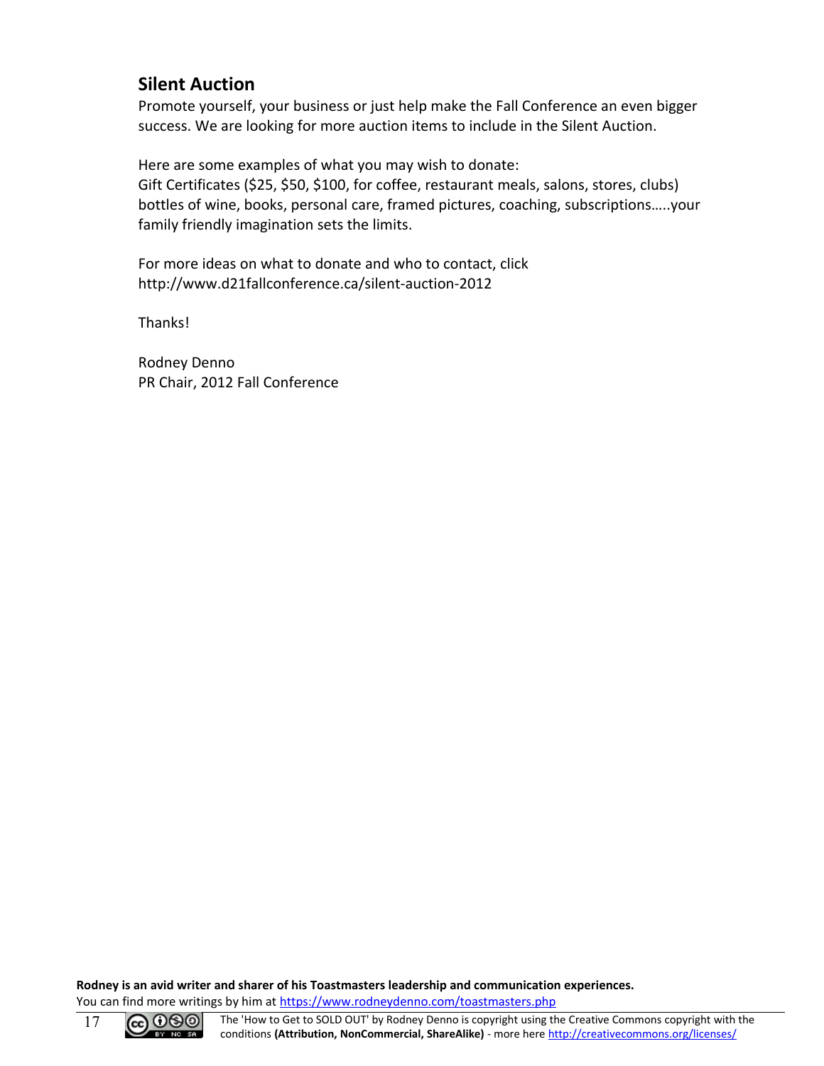## Silent Auction

Promote yourself, your business or just help make the Fall Conference an even bigger success. We are looking for more auction items to include in the Silent Auction.

Here are some examples of what you may wish to donate:
Gift Certificates ($25, $50, $100, for coffee, restaurant meals, salons, stores, clubs) bottles of wine, books, personal care, framed pictures, coaching, subscriptions…..your family friendly imagination sets the limits.

For more ideas on what to donate and who to contact, click
http://www.d21fallconference.ca/silent-auction-2012

Thanks!

Rodney Denno
PR Chair, 2012 Fall Conference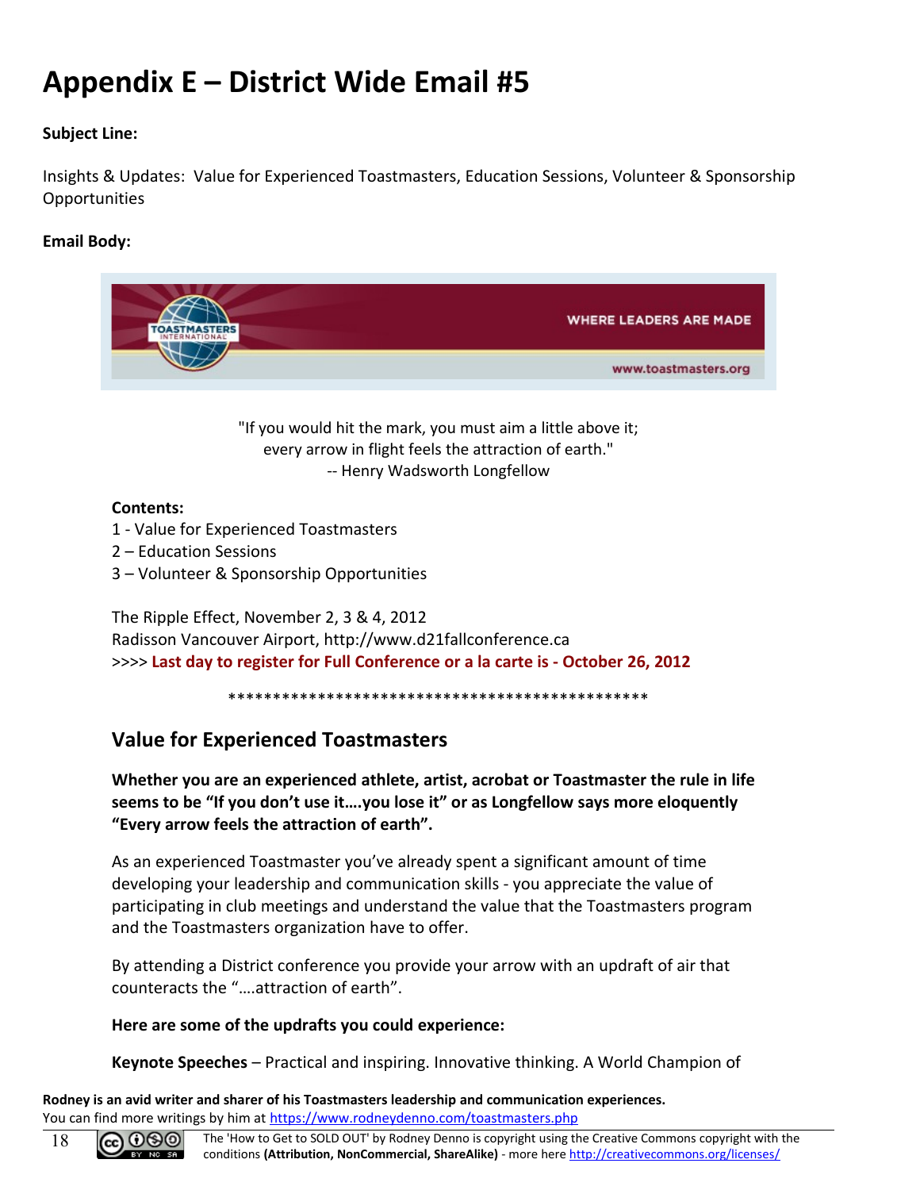# Appendix E – District Wide Email #5

**Subject Line:**

Insights & Updates: Value for Experienced Toastmasters, Education Sessions, Volunteer & Sponsorship Opportunities

**Email Body:**

"If you would hit the mark, you must aim a little above it;
every arrow in flight feels the attraction of earth."
-- Henry Wadsworth Longfellow

**Contents:**

1 - Value for Experienced Toastmasters
2 – Education Sessions
3 – Volunteer & Sponsorship Opportunities

The Ripple Effect, November 2, 3 & 4, 2012
Radisson Vancouver Airport, http://www.d21fallconference.ca
>>>> **Last day to register for Full Conference or a la carte is - October 26, 2012**

************************************************

## Value for Experienced Toastmasters

**Whether you are an experienced athlete, artist, acrobat or Toastmaster the rule in life seems to be "If you don't use it….you lose it" or as Longfellow says more eloquently "Every arrow feels the attraction of earth".**

As an experienced Toastmaster you've already spent a significant amount of time developing your leadership and communication skills - you appreciate the value of participating in club meetings and understand the value that the Toastmasters program and the Toastmasters organization have to offer.

By attending a District conference you provide your arrow with an updraft of air that counteracts the "….attraction of earth".

**Here are some of the updrafts you could experience:**

**Keynote Speeches** – Practical and inspiring. Innovative thinking. A World Champion of

**Rodney is an avid writer and sharer of his Toastmasters leadership and communication experiences.**
You can find more writings by him at https://www.rodneydenno.com/toastmasters.php

The 'How to Get to SOLD OUT' by Rodney Denno is copyright using the Creative Commons copyright with the conditions **(Attribution, NonCommercial, ShareAlike)** - more here http://creativecommons.org/licenses/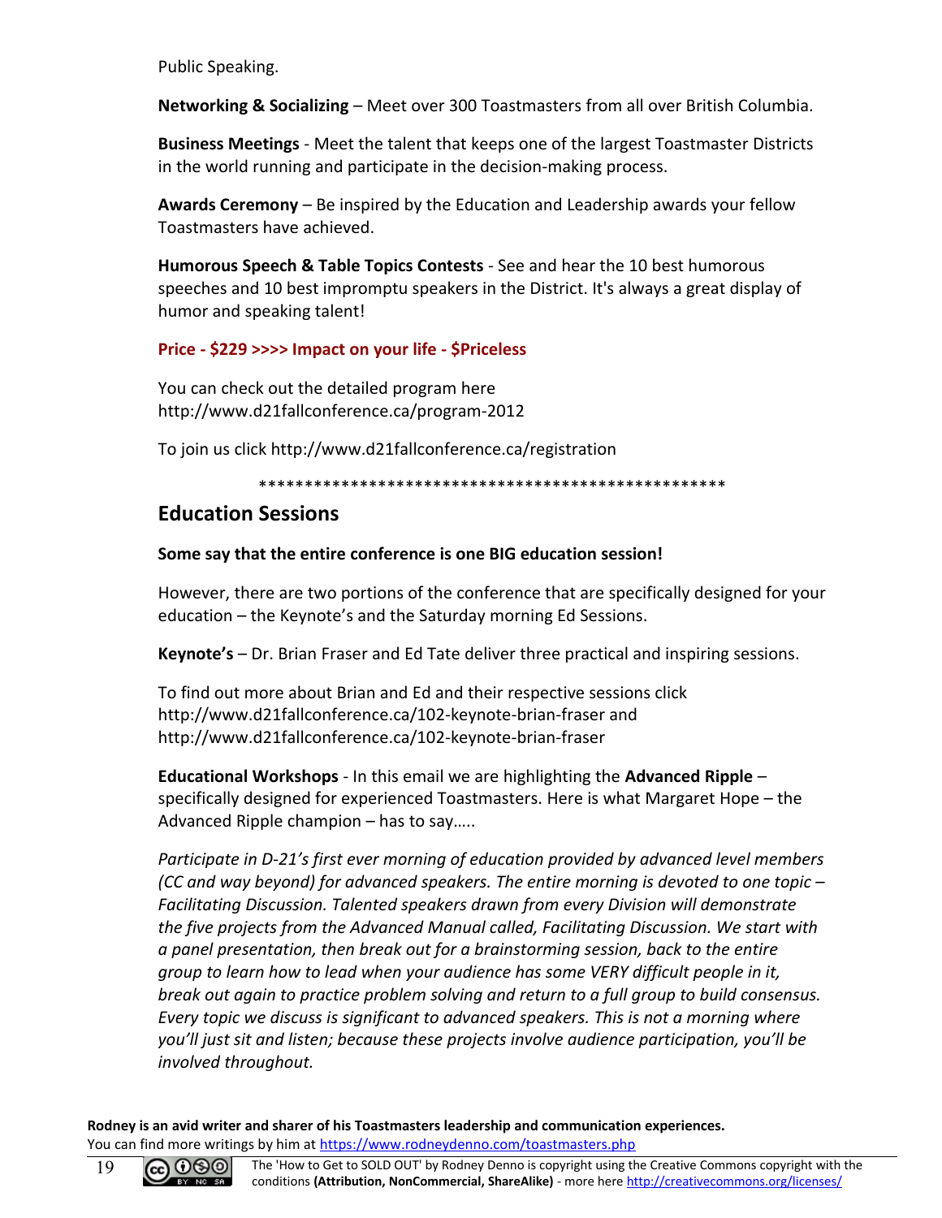Public Speaking.

**Networking & Socializing** – Meet over 300 Toastmasters from all over British Columbia.

**Business Meetings** - Meet the talent that keeps one of the largest Toastmaster Districts in the world running and participate in the decision-making process.

**Awards Ceremony** – Be inspired by the Education and Leadership awards your fellow Toastmasters have achieved.

**Humorous Speech & Table Topics Contests** - See and hear the 10 best humorous speeches and 10 best impromptu speakers in the District. It's always a great display of humor and speaking talent!

**Price - $229 >>>> Impact on your life - $Priceless**

You can check out the detailed program here http://www.d21fallconference.ca/program-2012

To join us click http://www.d21fallconference.ca/registration

*****************************************************

## Education Sessions

**Some say that the entire conference is one BIG education session!**

However, there are two portions of the conference that are specifically designed for your education – the Keynote's and the Saturday morning Ed Sessions.

**Keynote's** – Dr. Brian Fraser and Ed Tate deliver three practical and inspiring sessions.

To find out more about Brian and Ed and their respective sessions click http://www.d21fallconference.ca/102-keynote-brian-fraser and http://www.d21fallconference.ca/102-keynote-brian-fraser

**Educational Workshops** - In this email we are highlighting the **Advanced Ripple** – specifically designed for experienced Toastmasters. Here is what Margaret Hope – the Advanced Ripple champion – has to say…..

*Participate in D-21's first ever morning of education provided by advanced level members (CC and way beyond) for advanced speakers. The entire morning is devoted to one topic – Facilitating Discussion. Talented speakers drawn from every Division will demonstrate the five projects from the Advanced Manual called, Facilitating Discussion. We start with a panel presentation, then break out for a brainstorming session, back to the entire group to learn how to lead when your audience has some VERY difficult people in it, break out again to practice problem solving and return to a full group to build consensus. Every topic we discuss is significant to advanced speakers. This is not a morning where you'll just sit and listen; because these projects involve audience participation, you'll be involved throughout.*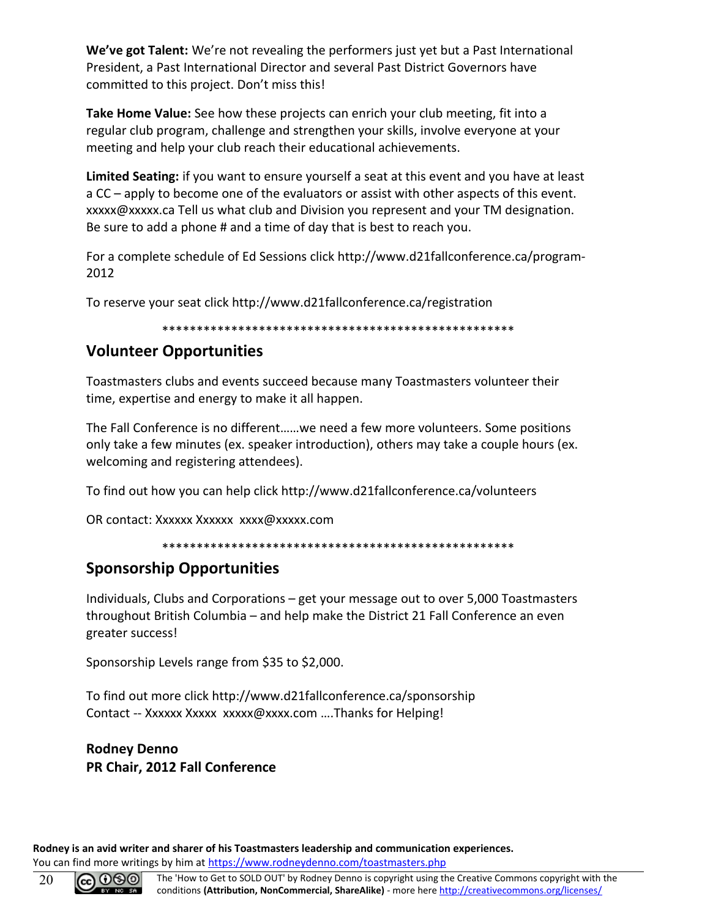**We've got Talent:** We're not revealing the performers just yet but a Past International President, a Past International Director and several Past District Governors have committed to this project. Don't miss this!

**Take Home Value:** See how these projects can enrich your club meeting, fit into a regular club program, challenge and strengthen your skills, involve everyone at your meeting and help your club reach their educational achievements.

**Limited Seating:** if you want to ensure yourself a seat at this event and you have at least a CC – apply to become one of the evaluators or assist with other aspects of this event. xxxxx@xxxxx.ca Tell us what club and Division you represent and your TM designation. Be sure to add a phone # and a time of day that is best to reach you.

For a complete schedule of Ed Sessions click http://www.d21fallconference.ca/program-2012

To reserve your seat click http://www.d21fallconference.ca/registration

****************************************************

## Volunteer Opportunities

Toastmasters clubs and events succeed because many Toastmasters volunteer their time, expertise and energy to make it all happen.

The Fall Conference is no different……we need a few more volunteers. Some positions only take a few minutes (ex. speaker introduction), others may take a couple hours (ex. welcoming and registering attendees).

To find out how you can help click http://www.d21fallconference.ca/volunteers

OR contact: Xxxxxx Xxxxxx xxxx@xxxxx.com

****************************************************

## Sponsorship Opportunities

Individuals, Clubs and Corporations – get your message out to over 5,000 Toastmasters throughout British Columbia – and help make the District 21 Fall Conference an even greater success!

Sponsorship Levels range from $35 to $2,000.

To find out more click http://www.d21fallconference.ca/sponsorship
Contact -- Xxxxxx Xxxxx xxxxx@xxxx.com ….Thanks for Helping!

**Rodney Denno**
**PR Chair, 2012 Fall Conference**

**Rodney is an avid writer and sharer of his Toastmasters leadership and communication experiences.**
You can find more writings by him at https://www.rodneydenno.com/toastmasters.php

The 'How to Get to SOLD OUT' by Rodney Denno is copyright using the Creative Commons copyright with the conditions **(Attribution, NonCommercial, ShareAlike)** - more here http://creativecommons.org/licenses/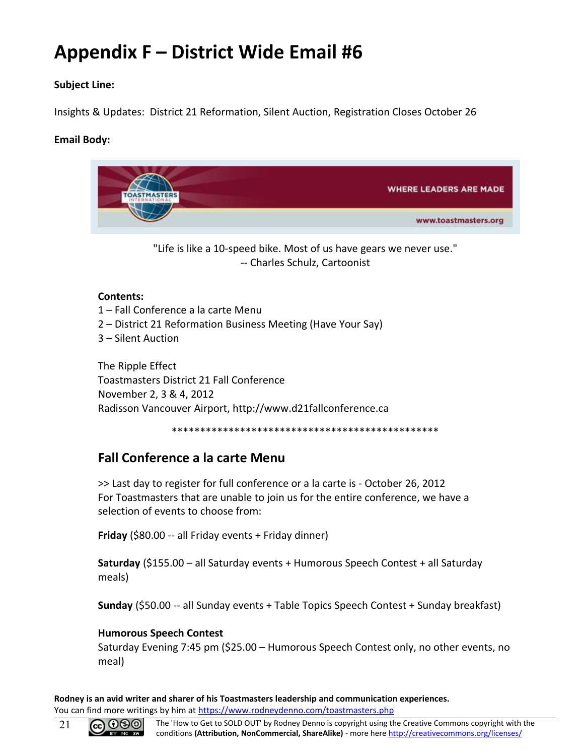# Appendix F – District Wide Email #6

**Subject Line:**

Insights & Updates: District 21 Reformation, Silent Auction, Registration Closes October 26

**Email Body:**

"Life is like a 10-speed bike. Most of us have gears we never use."
-- Charles Schulz, Cartoonist

**Contents:**
1 – Fall Conference a la carte Menu
2 – District 21 Reformation Business Meeting (Have Your Say)
3 – Silent Auction

The Ripple Effect
Toastmasters District 21 Fall Conference
November 2, 3 & 4, 2012
Radisson Vancouver Airport, http://www.d21fallconference.ca

************************************************

## Fall Conference a la carte Menu

>> Last day to register for full conference or a la carte is - October 26, 2012
For Toastmasters that are unable to join us for the entire conference, we have a selection of events to choose from:

**Friday** ($80.00 -- all Friday events + Friday dinner)

**Saturday** ($155.00 – all Saturday events + Humorous Speech Contest + all Saturday meals)

**Sunday** ($50.00 -- all Sunday events + Table Topics Speech Contest + Sunday breakfast)

**Humorous Speech Contest**
Saturday Evening 7:45 pm ($25.00 – Humorous Speech Contest only, no other events, no meal)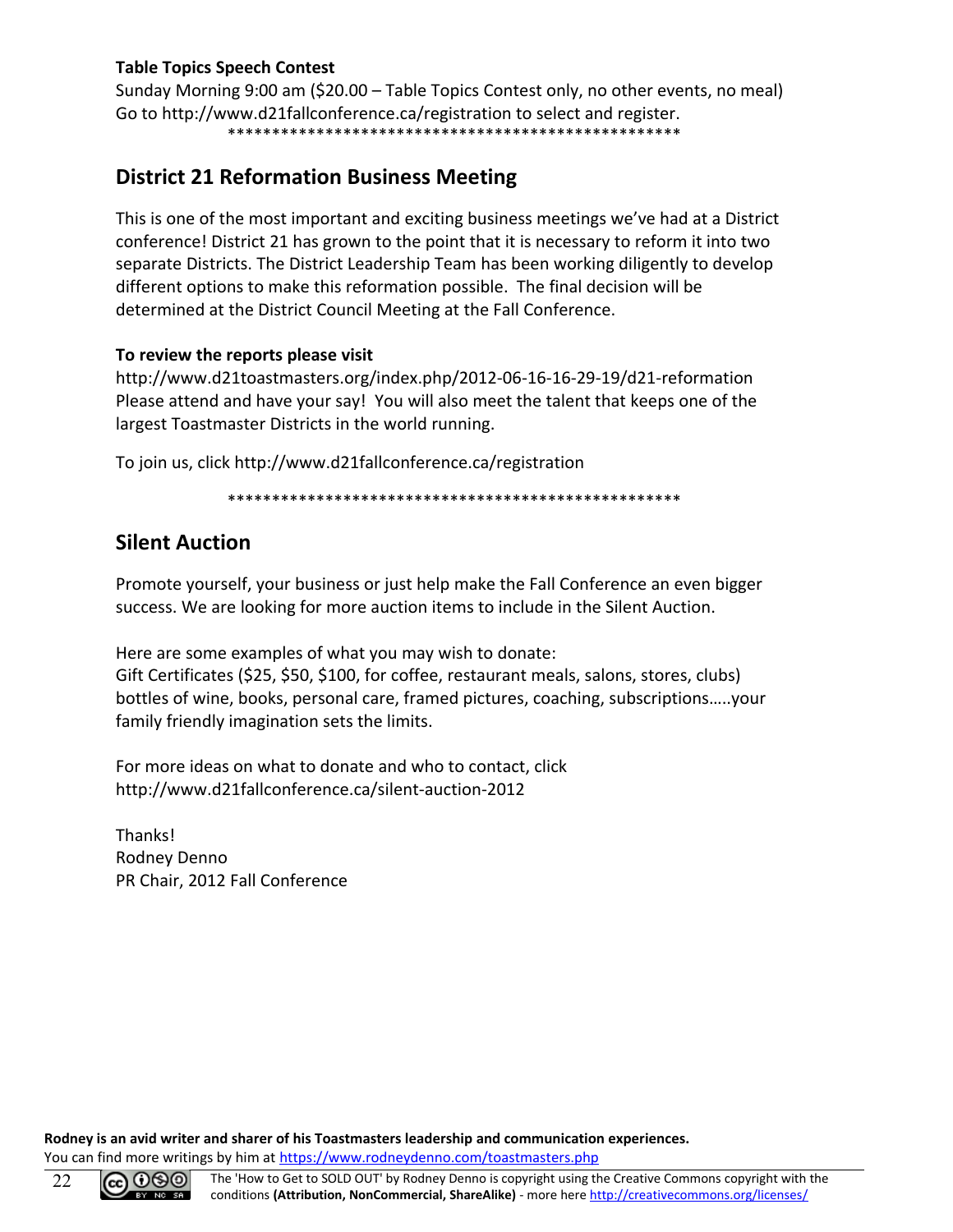**Table Topics Speech Contest**
Sunday Morning 9:00 am ($20.00 – Table Topics Contest only, no other events, no meal)
Go to http://www.d21fallconference.ca/registration to select and register.

***************************************************

## District 21 Reformation Business Meeting

This is one of the most important and exciting business meetings we've had at a District conference! District 21 has grown to the point that it is necessary to reform it into two separate Districts. The District Leadership Team has been working diligently to develop different options to make this reformation possible. The final decision will be determined at the District Council Meeting at the Fall Conference.

**To review the reports please visit**
http://www.d21toastmasters.org/index.php/2012-06-16-16-29-19/d21-reformation
Please attend and have your say! You will also meet the talent that keeps one of the largest Toastmaster Districts in the world running.

To join us, click http://www.d21fallconference.ca/registration

***************************************************

## Silent Auction

Promote yourself, your business or just help make the Fall Conference an even bigger success. We are looking for more auction items to include in the Silent Auction.

Here are some examples of what you may wish to donate:
Gift Certificates ($25, $50, $100, for coffee, restaurant meals, salons, stores, clubs) bottles of wine, books, personal care, framed pictures, coaching, subscriptions…..your family friendly imagination sets the limits.

For more ideas on what to donate and who to contact, click
http://www.d21fallconference.ca/silent-auction-2012

Thanks!
Rodney Denno
PR Chair, 2012 Fall Conference

**Rodney is an avid writer and sharer of his Toastmasters leadership and communication experiences.**
You can find more writings by him at https://www.rodneydenno.com/toastmasters.php

The 'How to Get to SOLD OUT' by Rodney Denno is copyright using the Creative Commons copyright with the conditions **(Attribution, NonCommercial, ShareAlike)** - more here http://creativecommons.org/licenses/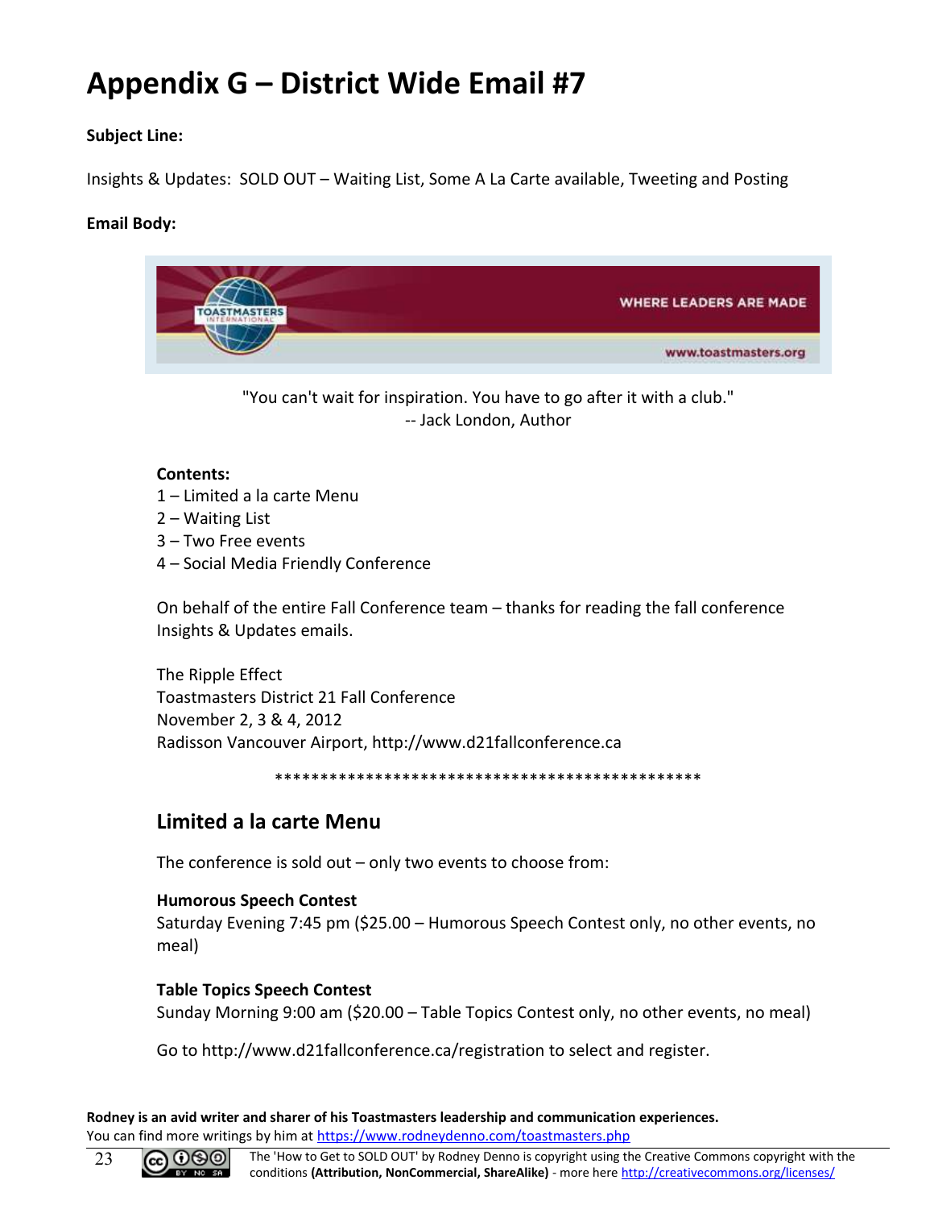# Appendix G – District Wide Email #7

**Subject Line:**

Insights & Updates: SOLD OUT – Waiting List, Some A La Carte available, Tweeting and Posting

**Email Body:**

"You can't wait for inspiration. You have to go after it with a club."
-- Jack London, Author

**Contents:**
1 – Limited a la carte Menu
2 – Waiting List
3 – Two Free events
4 – Social Media Friendly Conference

On behalf of the entire Fall Conference team – thanks for reading the fall conference Insights & Updates emails.

The Ripple Effect
Toastmasters District 21 Fall Conference
November 2, 3 & 4, 2012
Radisson Vancouver Airport, http://www.d21fallconference.ca

\*\*\*\*\*\*\*\*\*\*\*\*\*\*\*\*\*\*\*\*\*\*\*\*\*\*\*\*\*\*\*\*\*\*\*\*\*\*\*\*\*\*\*\*\*\*\*\*

## Limited a la carte Menu

The conference is sold out – only two events to choose from:

**Humorous Speech Contest**
Saturday Evening 7:45 pm ($25.00 – Humorous Speech Contest only, no other events, no meal)

**Table Topics Speech Contest**
Sunday Morning 9:00 am ($20.00 – Table Topics Contest only, no other events, no meal)

Go to http://www.d21fallconference.ca/registration to select and register.

**Rodney is an avid writer and sharer of his Toastmasters leadership and communication experiences.**
You can find more writings by him at https://www.rodneydenno.com/toastmasters.php

The 'How to Get to SOLD OUT' by Rodney Denno is copyright using the Creative Commons copyright with the conditions **(Attribution, NonCommercial, ShareAlike)** - more here http://creativecommons.org/licenses/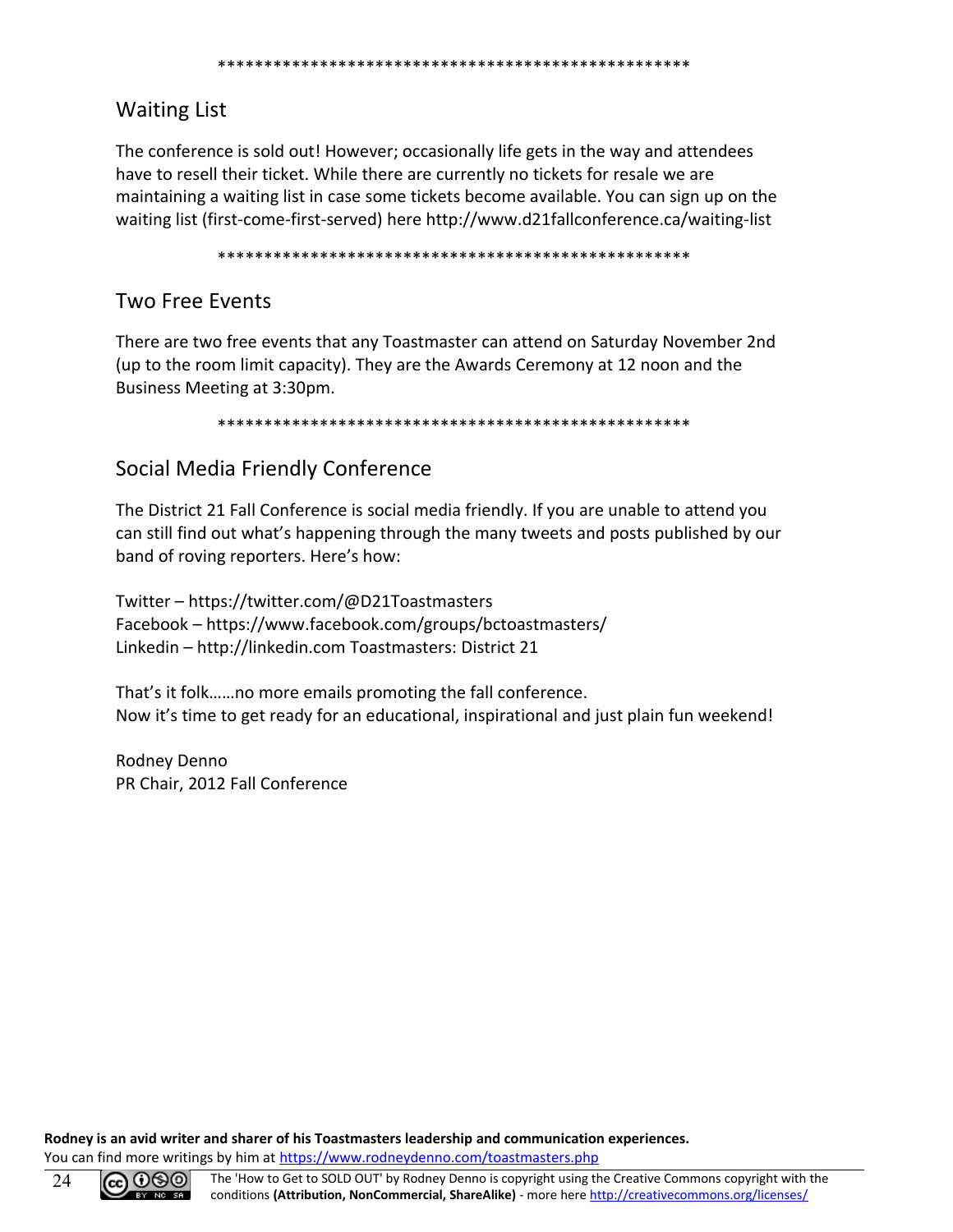***************************************************

## Waiting List

The conference is sold out! However; occasionally life gets in the way and attendees have to resell their ticket. While there are currently no tickets for resale we are maintaining a waiting list in case some tickets become available. You can sign up on the waiting list (first-come-first-served) here http://www.d21fallconference.ca/waiting-list

***************************************************

## Two Free Events

There are two free events that any Toastmaster can attend on Saturday November 2nd (up to the room limit capacity). They are the Awards Ceremony at 12 noon and the Business Meeting at 3:30pm.

***************************************************

## Social Media Friendly Conference

The District 21 Fall Conference is social media friendly. If you are unable to attend you can still find out what's happening through the many tweets and posts published by our band of roving reporters. Here's how:

Twitter – https://twitter.com/@D21Toastmasters
Facebook – https://www.facebook.com/groups/bctoastmasters/
Linkedin – http://linkedin.com Toastmasters: District 21

That's it folk……no more emails promoting the fall conference.
Now it's time to get ready for an educational, inspirational and just plain fun weekend!

Rodney Denno
PR Chair, 2012 Fall Conference

**Rodney is an avid writer and sharer of his Toastmasters leadership and communication experiences.**
You can find more writings by him at https://www.rodneydenno.com/toastmasters.php

The 'How to Get to SOLD OUT' by Rodney Denno is copyright using the Creative Commons copyright with the conditions **(Attribution, NonCommercial, ShareAlike)** - more here http://creativecommons.org/licenses/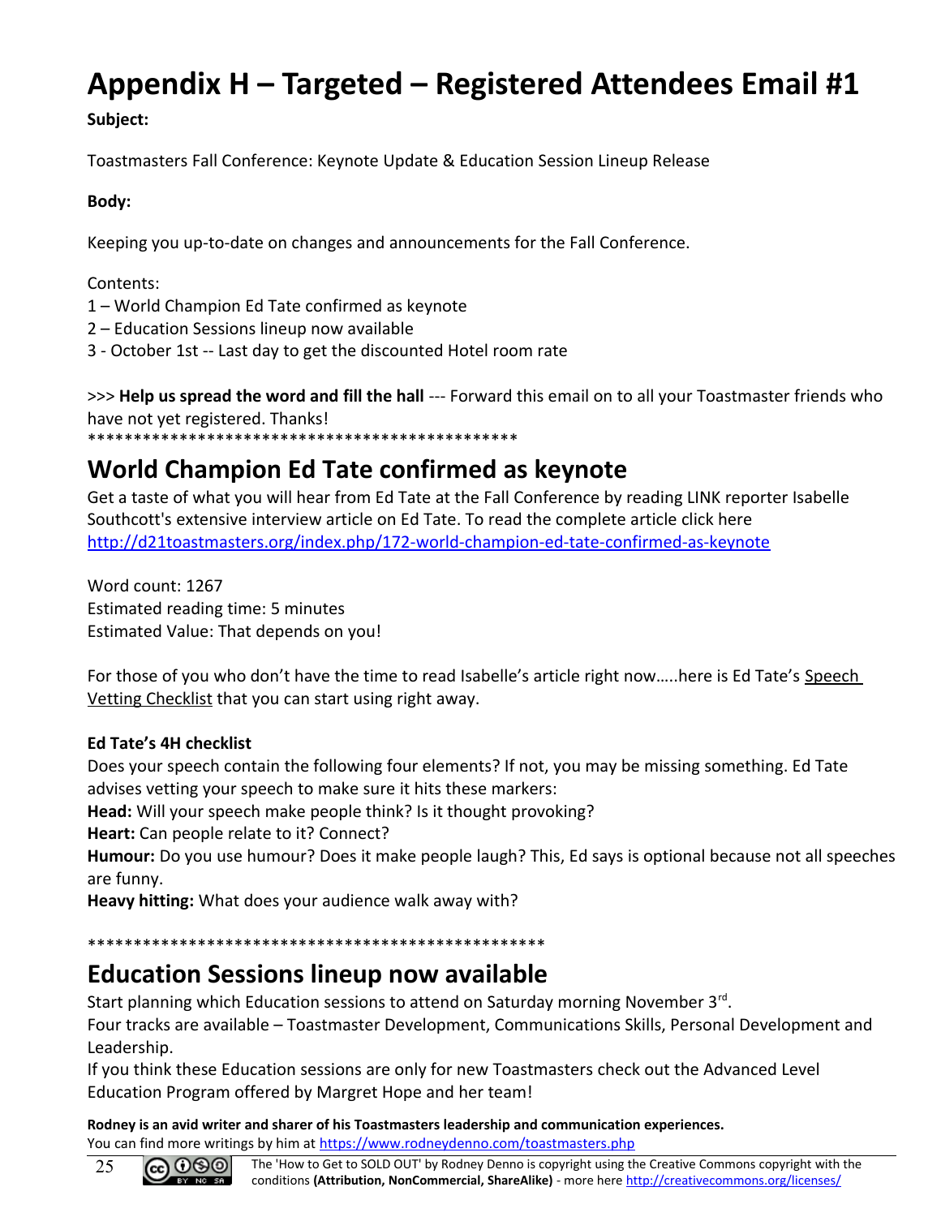# Appendix H – Targeted – Registered Attendees Email #1

**Subject:**

Toastmasters Fall Conference: Keynote Update & Education Session Lineup Release

**Body:**

Keeping you up-to-date on changes and announcements for the Fall Conference.

Contents:
1 – World Champion Ed Tate confirmed as keynote
2 – Education Sessions lineup now available
3 - October 1st -- Last day to get the discounted Hotel room rate

>>> **Help us spread the word and fill the hall** --- Forward this email on to all your Toastmaster friends who have not yet registered. Thanks!
\*\*\*\*\*\*\*\*\*\*\*\*\*\*\*\*\*\*\*\*\*\*\*\*\*\*\*\*\*\*\*\*\*\*\*\*\*\*\*\*\*\*\*\*\*\*\*\*

## World Champion Ed Tate confirmed as keynote

Get a taste of what you will hear from Ed Tate at the Fall Conference by reading LINK reporter Isabelle Southcott's extensive interview article on Ed Tate. To read the complete article click here http://d21toastmasters.org/index.php/172-world-champion-ed-tate-confirmed-as-keynote

Word count: 1267
Estimated reading time: 5 minutes
Estimated Value: That depends on you!

For those of you who don't have the time to read Isabelle's article right now.....here is Ed Tate's Speech Vetting Checklist that you can start using right away.

**Ed Tate's 4H checklist**
Does your speech contain the following four elements? If not, you may be missing something. Ed Tate advises vetting your speech to make sure it hits these markers:
**Head:** Will your speech make people think? Is it thought provoking?
**Heart:** Can people relate to it? Connect?
**Humour:** Do you use humour? Does it make people laugh? This, Ed says is optional because not all speeches are funny.
**Heavy hitting:** What does your audience walk away with?

\*\*\*\*\*\*\*\*\*\*\*\*\*\*\*\*\*\*\*\*\*\*\*\*\*\*\*\*\*\*\*\*\*\*\*\*\*\*\*\*\*\*\*\*\*\*\*\*\*\*\*\*\*

## Education Sessions lineup now available

Start planning which Education sessions to attend on Saturday morning November 3rd.
Four tracks are available – Toastmaster Development, Communications Skills, Personal Development and Leadership.
If you think these Education sessions are only for new Toastmasters check out the Advanced Level Education Program offered by Margret Hope and her team!

**Rodney is an avid writer and sharer of his Toastmasters leadership and communication experiences.**
You can find more writings by him at https://www.rodneydenno.com/toastmasters.php

The 'How to Get to SOLD OUT' by Rodney Denno is copyright using the Creative Commons copyright with the conditions **(Attribution, NonCommercial, ShareAlike)** - more here http://creativecommons.org/licenses/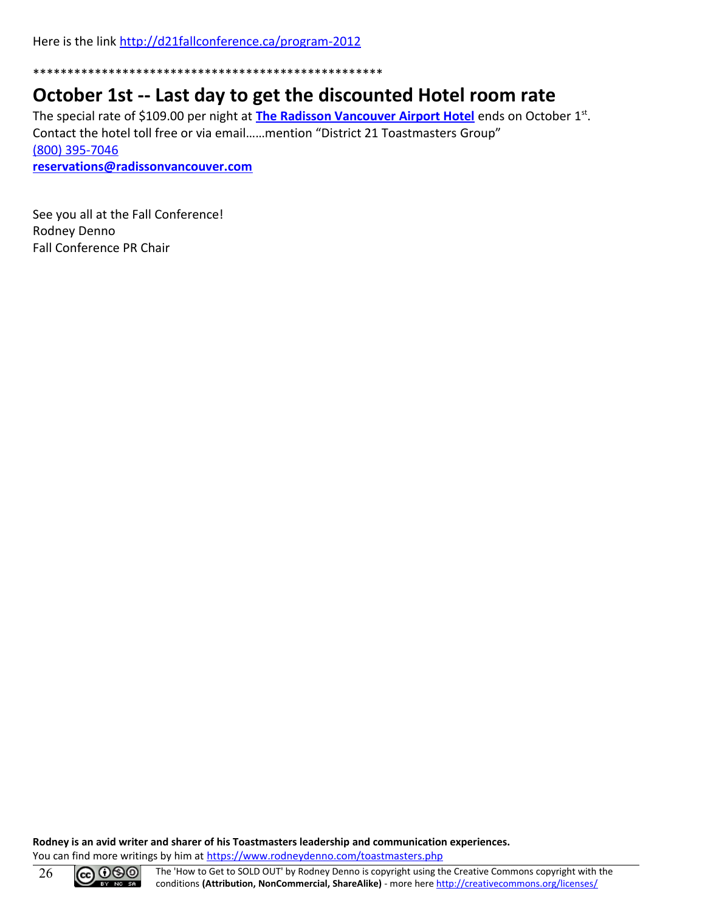Here is the link http://d21fallconference.ca/program-2012

***************************************************

## October 1st -- Last day to get the discounted Hotel room rate

The special rate of $109.00 per night at **The Radisson Vancouver Airport Hotel** ends on October 1st.
Contact the hotel toll free or via email……mention “District 21 Toastmasters Group”
(800) 395-7046
**reservations@radissonvancouver.com**

See you all at the Fall Conference!
Rodney Denno
Fall Conference PR Chair

**Rodney is an avid writer and sharer of his Toastmasters leadership and communication experiences.**
You can find more writings by him at https://www.rodneydenno.com/toastmasters.php

The 'How to Get to SOLD OUT' by Rodney Denno is copyright using the Creative Commons copyright with the conditions **(Attribution, NonCommercial, ShareAlike)** - more here http://creativecommons.org/licenses/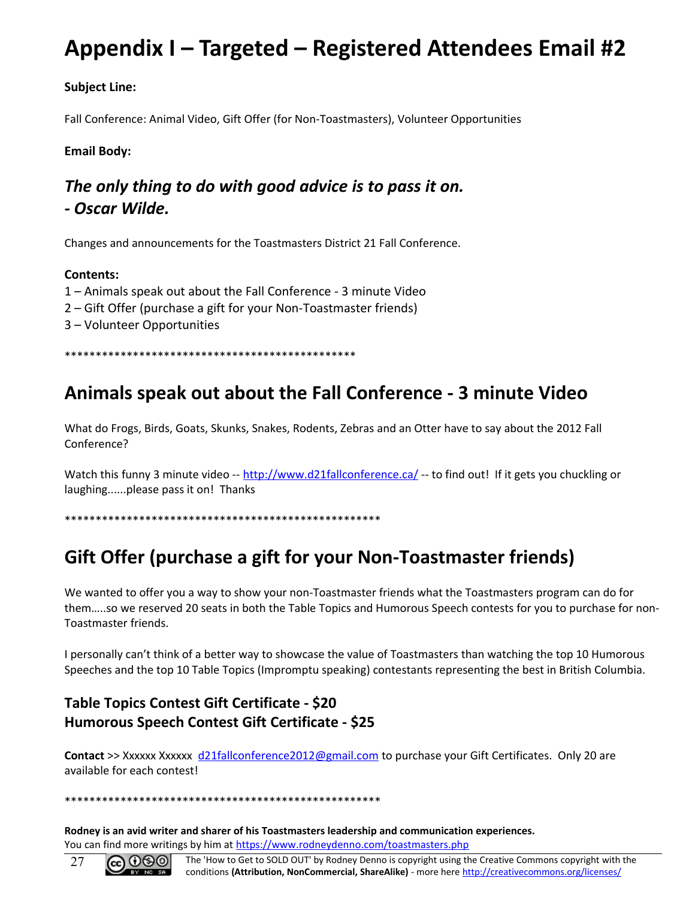# Appendix I – Targeted – Registered Attendees Email #2

**Subject Line:**

Fall Conference: Animal Video, Gift Offer (for Non-Toastmasters), Volunteer Opportunities

**Email Body:**

### *The only thing to do with good advice is to pass it on.*
### *- Oscar Wilde.*

Changes and announcements for the Toastmasters District 21 Fall Conference.

**Contents:**
1 – Animals speak out about the Fall Conference - 3 minute Video
2 – Gift Offer (purchase a gift for your Non-Toastmaster friends)
3 – Volunteer Opportunities

\*\*\*\*\*\*\*\*\*\*\*\*\*\*\*\*\*\*\*\*\*\*\*\*\*\*\*\*\*\*\*\*\*\*\*\*\*\*\*\*\*\*\*\*\*\*\*\*

## Animals speak out about the Fall Conference - 3 minute Video

What do Frogs, Birds, Goats, Skunks, Snakes, Rodents, Zebras and an Otter have to say about the 2012 Fall Conference?

Watch this funny 3 minute video -- http://www.d21fallconference.ca/ -- to find out! If it gets you chuckling or laughing......please pass it on! Thanks

\*\*\*\*\*\*\*\*\*\*\*\*\*\*\*\*\*\*\*\*\*\*\*\*\*\*\*\*\*\*\*\*\*\*\*\*\*\*\*\*\*\*\*\*\*\*\*\*\*\*\*\*

## Gift Offer (purchase a gift for your Non-Toastmaster friends)

We wanted to offer you a way to show your non-Toastmaster friends what the Toastmasters program can do for them…..so we reserved 20 seats in both the Table Topics and Humorous Speech contests for you to purchase for non-Toastmaster friends.

I personally can't think of a better way to showcase the value of Toastmasters than watching the top 10 Humorous Speeches and the top 10 Table Topics (Impromptu speaking) contestants representing the best in British Columbia.

### Table Topics Contest Gift Certificate - $20
### Humorous Speech Contest Gift Certificate - $25

**Contact** >> Xxxxxx Xxxxxx d21fallconference2012@gmail.com to purchase your Gift Certificates. Only 20 are available for each contest!

\*\*\*\*\*\*\*\*\*\*\*\*\*\*\*\*\*\*\*\*\*\*\*\*\*\*\*\*\*\*\*\*\*\*\*\*\*\*\*\*\*\*\*\*\*\*\*\*\*\*\*\*

**Rodney is an avid writer and sharer of his Toastmasters leadership and communication experiences.**
You can find more writings by him at https://www.rodneydenno.com/toastmasters.php

The 'How to Get to SOLD OUT' by Rodney Denno is copyright using the Creative Commons copyright with the conditions **(Attribution, NonCommercial, ShareAlike)** - more here http://creativecommons.org/licenses/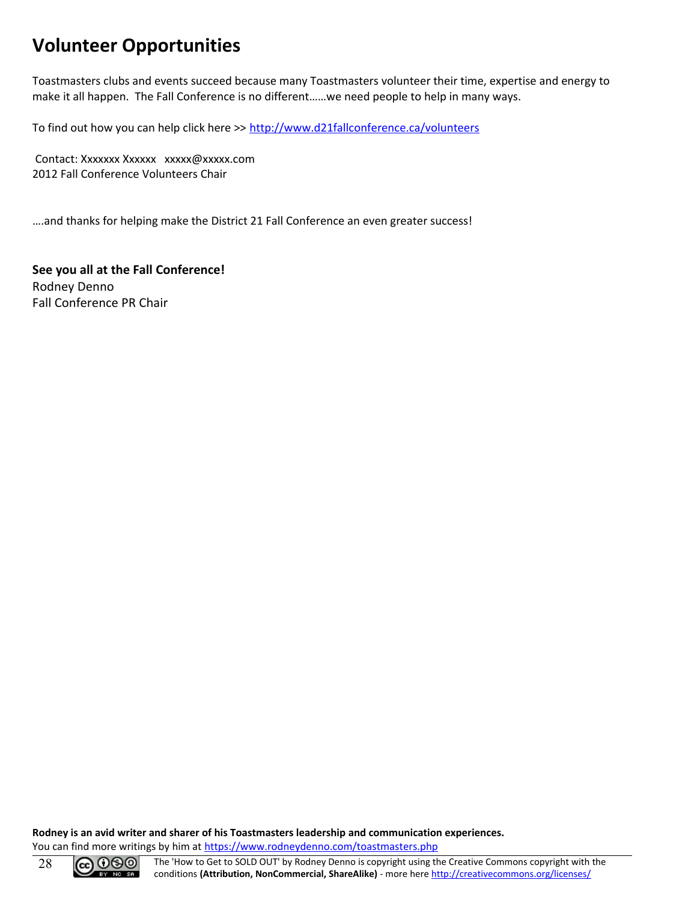# Volunteer Opportunities

Toastmasters clubs and events succeed because many Toastmasters volunteer their time, expertise and energy to make it all happen. The Fall Conference is no different……we need people to help in many ways.

To find out how you can help click here >> http://www.d21fallconference.ca/volunteers

Contact: Xxxxxxx Xxxxxx xxxxx@xxxxx.com
2012 Fall Conference Volunteers Chair

….and thanks for helping make the District 21 Fall Conference an even greater success!

**See you all at the Fall Conference!**
Rodney Denno
Fall Conference PR Chair

**Rodney is an avid writer and sharer of his Toastmasters leadership and communication experiences.**
You can find more writings by him at https://www.rodneydenno.com/toastmasters.php

The 'How to Get to SOLD OUT' by Rodney Denno is copyright using the Creative Commons copyright with the conditions **(Attribution, NonCommercial, ShareAlike)** - more here http://creativecommons.org/licenses/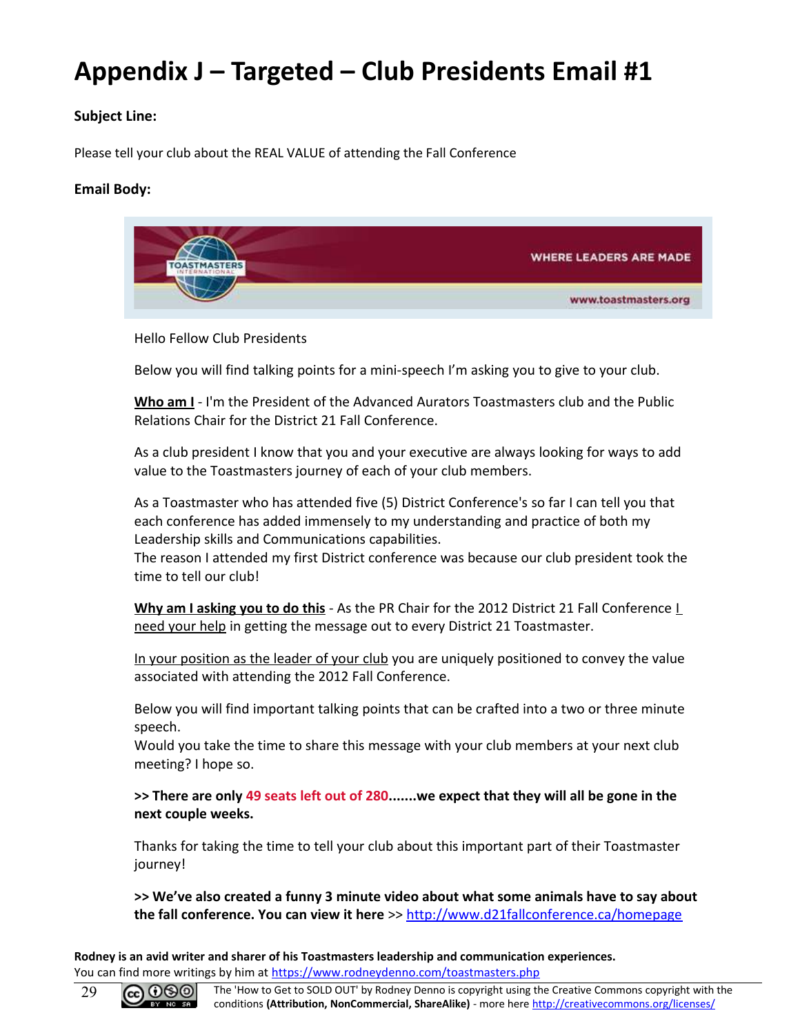# Appendix J – Targeted – Club Presidents Email #1

**Subject Line:**

Please tell your club about the REAL VALUE of attending the Fall Conference

**Email Body:**

Hello Fellow Club Presidents

Below you will find talking points for a mini-speech I'm asking you to give to your club.

**Who am I** - I'm the President of the Advanced Aurators Toastmasters club and the Public Relations Chair for the District 21 Fall Conference.

As a club president I know that you and your executive are always looking for ways to add value to the Toastmasters journey of each of your club members.

As a Toastmaster who has attended five (5) District Conference's so far I can tell you that each conference has added immensely to my understanding and practice of both my Leadership skills and Communications capabilities.
The reason I attended my first District conference was because our club president took the time to tell our club!

**Why am I asking you to do this** - As the PR Chair for the 2012 District 21 Fall Conference I need your help in getting the message out to every District 21 Toastmaster.

In your position as the leader of your club you are uniquely positioned to convey the value associated with attending the 2012 Fall Conference.

Below you will find important talking points that can be crafted into a two or three minute speech.
Would you take the time to share this message with your club members at your next club meeting? I hope so.

**>> There are only 49 seats left out of 280.......we expect that they will all be gone in the next couple weeks.**

Thanks for taking the time to tell your club about this important part of their Toastmaster journey!

**>> We've also created a funny 3 minute video about what some animals have to say about the fall conference. You can view it here >>** http://www.d21fallconference.ca/homepage

**Rodney is an avid writer and sharer of his Toastmasters leadership and communication experiences.**
You can find more writings by him at https://www.rodneydenno.com/toastmasters.php

The 'How to Get to SOLD OUT' by Rodney Denno is copyright using the Creative Commons copyright with the conditions **(Attribution, NonCommercial, ShareAlike)** - more here http://creativecommons.org/licenses/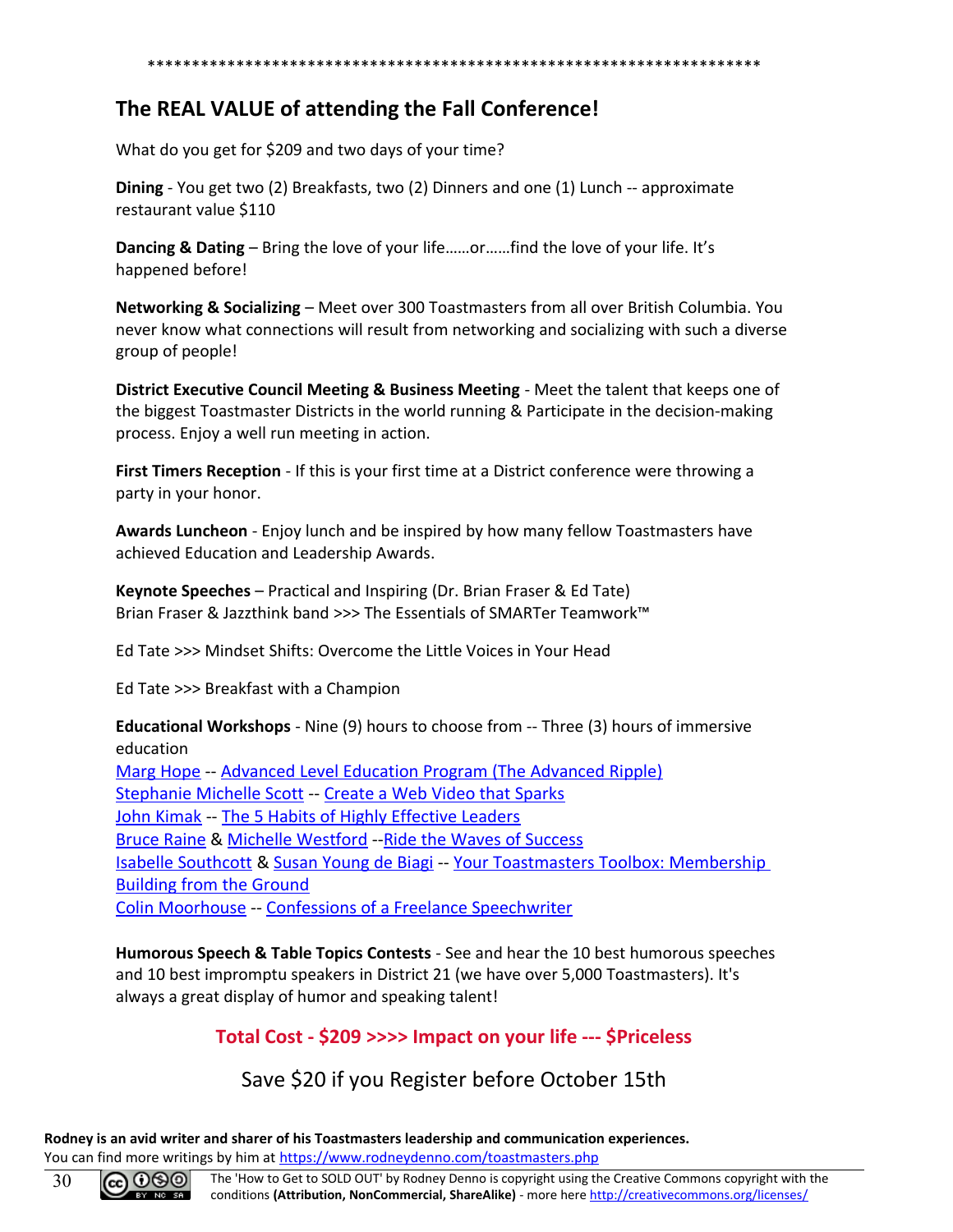**********************************************************************

## The REAL VALUE of attending the Fall Conference!

What do you get for $209 and two days of your time?

**Dining** - You get two (2) Breakfasts, two (2) Dinners and one (1) Lunch -- approximate restaurant value $110

**Dancing & Dating** – Bring the love of your life……or……find the love of your life. It's happened before!

**Networking & Socializing** – Meet over 300 Toastmasters from all over British Columbia. You never know what connections will result from networking and socializing with such a diverse group of people!

**District Executive Council Meeting & Business Meeting** - Meet the talent that keeps one of the biggest Toastmaster Districts in the world running & Participate in the decision-making process. Enjoy a well run meeting in action.

**First Timers Reception** - If this is your first time at a District conference were throwing a party in your honor.

**Awards Luncheon** - Enjoy lunch and be inspired by how many fellow Toastmasters have achieved Education and Leadership Awards.

**Keynote Speeches** – Practical and Inspiring (Dr. Brian Fraser & Ed Tate)
Brian Fraser & Jazzthink band >>> The Essentials of SMARTer Teamwork™

Ed Tate >>> Mindset Shifts: Overcome the Little Voices in Your Head

Ed Tate >>> Breakfast with a Champion

**Educational Workshops** - Nine (9) hours to choose from -- Three (3) hours of immersive education
Marg Hope -- Advanced Level Education Program (The Advanced Ripple)
Stephanie Michelle Scott -- Create a Web Video that Sparks
John Kimak -- The 5 Habits of Highly Effective Leaders
Bruce Raine & Michelle Westford --Ride the Waves of Success
Isabelle Southcott & Susan Young de Biagi -- Your Toastmasters Toolbox: Membership Building from the Ground
Colin Moorhouse -- Confessions of a Freelance Speechwriter

**Humorous Speech & Table Topics Contests** - See and hear the 10 best humorous speeches and 10 best impromptu speakers in District 21 (we have over 5,000 Toastmasters). It's always a great display of humor and speaking talent!

**Total Cost - $209 >>>> Impact on your life --- $Priceless**

Save $20 if you Register before October 15th

**Rodney is an avid writer and sharer of his Toastmasters leadership and communication experiences.**
You can find more writings by him at https://www.rodneydenno.com/toastmasters.php

The 'How to Get to SOLD OUT' by Rodney Denno is copyright using the Creative Commons copyright with the conditions **(Attribution, NonCommercial, ShareAlike)** - more here http://creativecommons.org/licenses/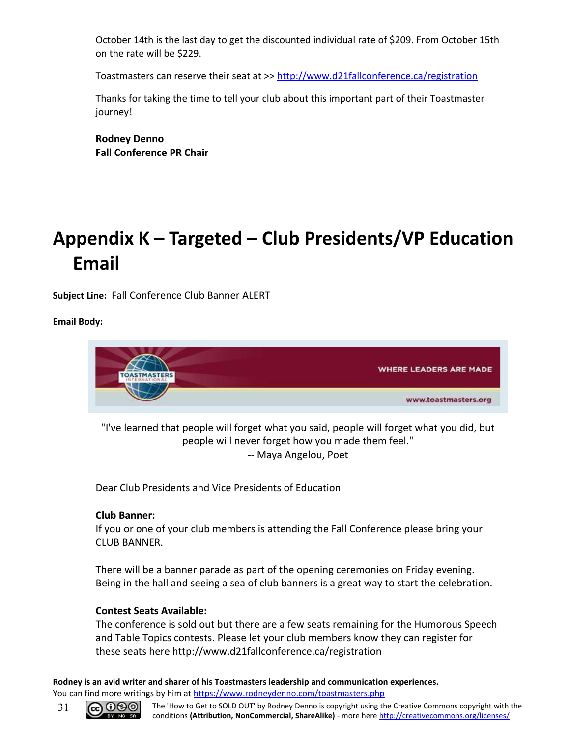October 14th is the last day to get the discounted individual rate of $209. From October 15th on the rate will be $229.

Toastmasters can reserve their seat at >> http://www.d21fallconference.ca/registration

Thanks for taking the time to tell your club about this important part of their Toastmaster journey!

**Rodney Denno**
**Fall Conference PR Chair**

# Appendix K – Targeted – Club Presidents/VP Education Email

**Subject Line:** Fall Conference Club Banner ALERT

**Email Body:**

TOASTMASTERS INTERNATIONAL — WHERE LEADERS ARE MADE — www.toastmasters.org

"I've learned that people will forget what you said, people will forget what you did, but people will never forget how you made them feel."
-- Maya Angelou, Poet

Dear Club Presidents and Vice Presidents of Education

**Club Banner:**
If you or one of your club members is attending the Fall Conference please bring your CLUB BANNER.

There will be a banner parade as part of the opening ceremonies on Friday evening. Being in the hall and seeing a sea of club banners is a great way to start the celebration.

**Contest Seats Available:**
The conference is sold out but there are a few seats remaining for the Humorous Speech and Table Topics contests. Please let your club members know they can register for these seats here http://www.d21fallconference.ca/registration

**Rodney is an avid writer and sharer of his Toastmasters leadership and communication experiences.**
You can find more writings by him at https://www.rodneydenno.com/toastmasters.php

The 'How to Get to SOLD OUT' by Rodney Denno is copyright using the Creative Commons copyright with the conditions **(Attribution, NonCommercial, ShareAlike)** - more here http://creativecommons.org/licenses/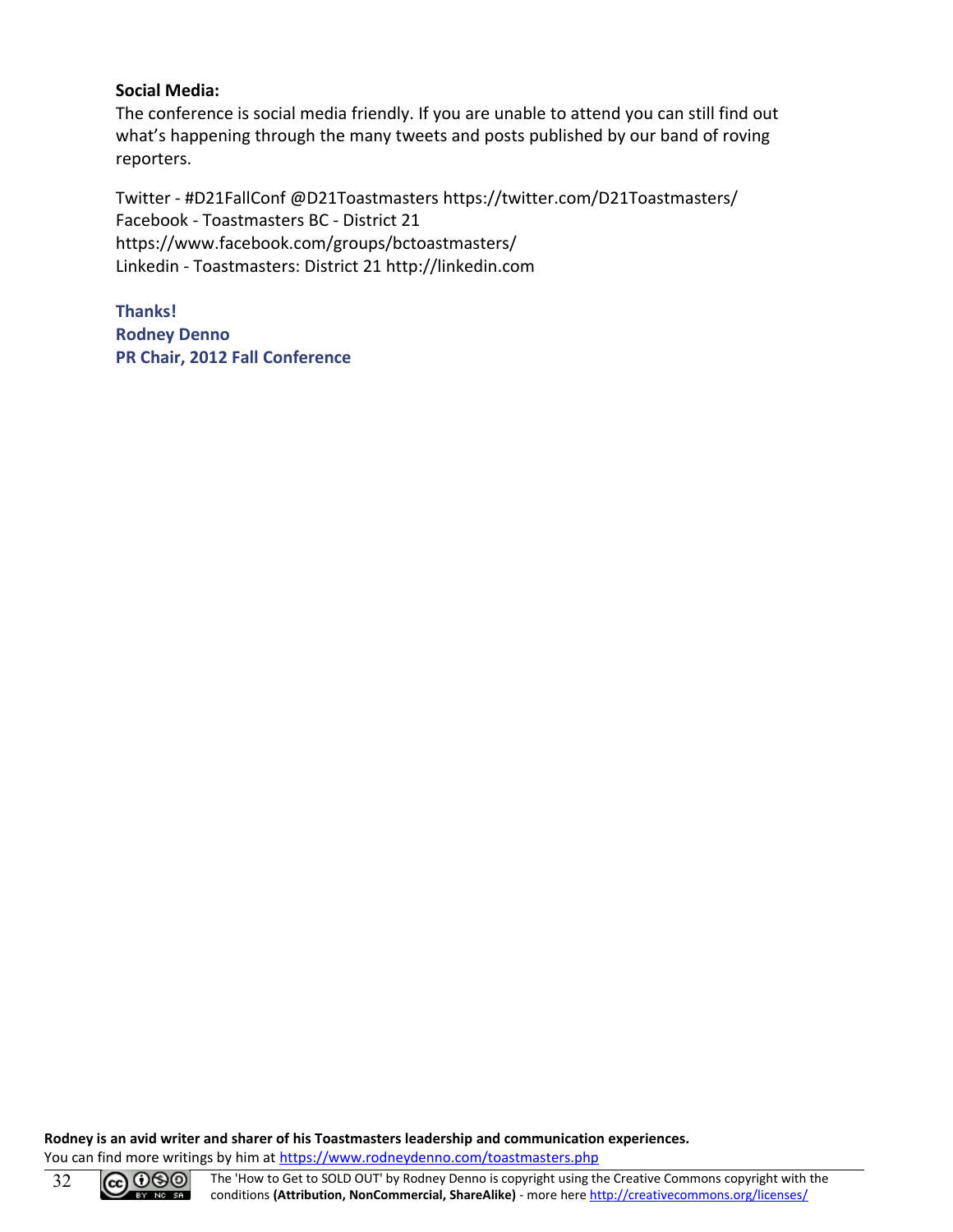**Social Media:**
The conference is social media friendly. If you are unable to attend you can still find out what's happening through the many tweets and posts published by our band of roving reporters.

Twitter - #D21FallConf @D21Toastmasters https://twitter.com/D21Toastmasters/
Facebook - Toastmasters BC - District 21
https://www.facebook.com/groups/bctoastmasters/
Linkedin - Toastmasters: District 21 http://linkedin.com

**Thanks!**
**Rodney Denno**
**PR Chair, 2012 Fall Conference**

**Rodney is an avid writer and sharer of his Toastmasters leadership and communication experiences.**
You can find more writings by him at https://www.rodneydenno.com/toastmasters.php

The 'How to Get to SOLD OUT' by Rodney Denno is copyright using the Creative Commons copyright with the conditions **(Attribution, NonCommercial, ShareAlike)** - more here http://creativecommons.org/licenses/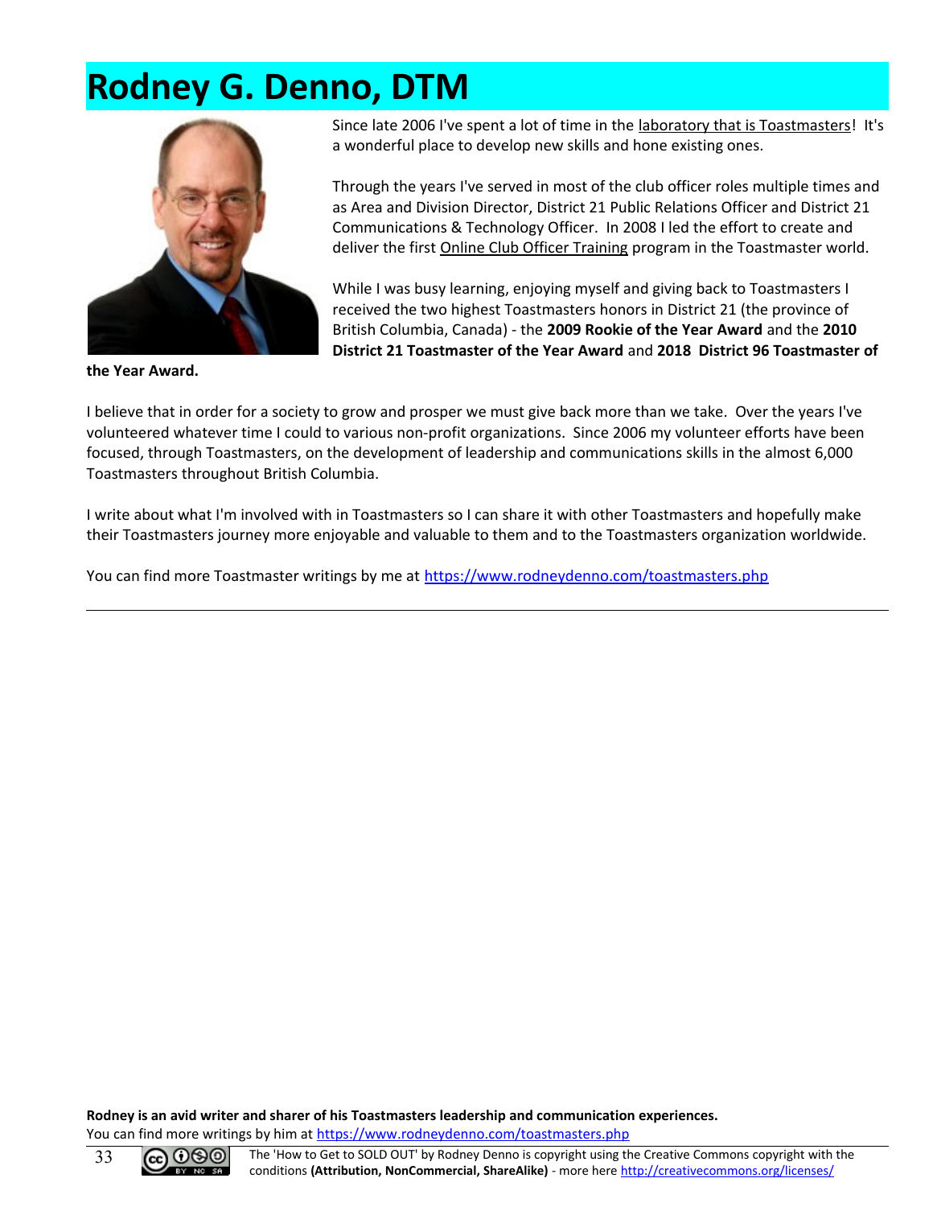# Rodney G. Denno, DTM

Since late 2006 I've spent a lot of time in the laboratory that is Toastmasters! It's a wonderful place to develop new skills and hone existing ones.

Through the years I've served in most of the club officer roles multiple times and as Area and Division Director, District 21 Public Relations Officer and District 21 Communications & Technology Officer. In 2008 I led the effort to create and deliver the first Online Club Officer Training program in the Toastmaster world.

While I was busy learning, enjoying myself and giving back to Toastmasters I received the two highest Toastmasters honors in District 21 (the province of British Columbia, Canada) - the **2009 Rookie of the Year Award** and the **2010 District 21 Toastmaster of the Year Award** and **2018 District 96 Toastmaster of the Year Award.**

I believe that in order for a society to grow and prosper we must give back more than we take. Over the years I've volunteered whatever time I could to various non-profit organizations. Since 2006 my volunteer efforts have been focused, through Toastmasters, on the development of leadership and communications skills in the almost 6,000 Toastmasters throughout British Columbia.

I write about what I'm involved with in Toastmasters so I can share it with other Toastmasters and hopefully make their Toastmasters journey more enjoyable and valuable to them and to the Toastmasters organization worldwide.

You can find more Toastmaster writings by me at https://www.rodneydenno.com/toastmasters.php

---